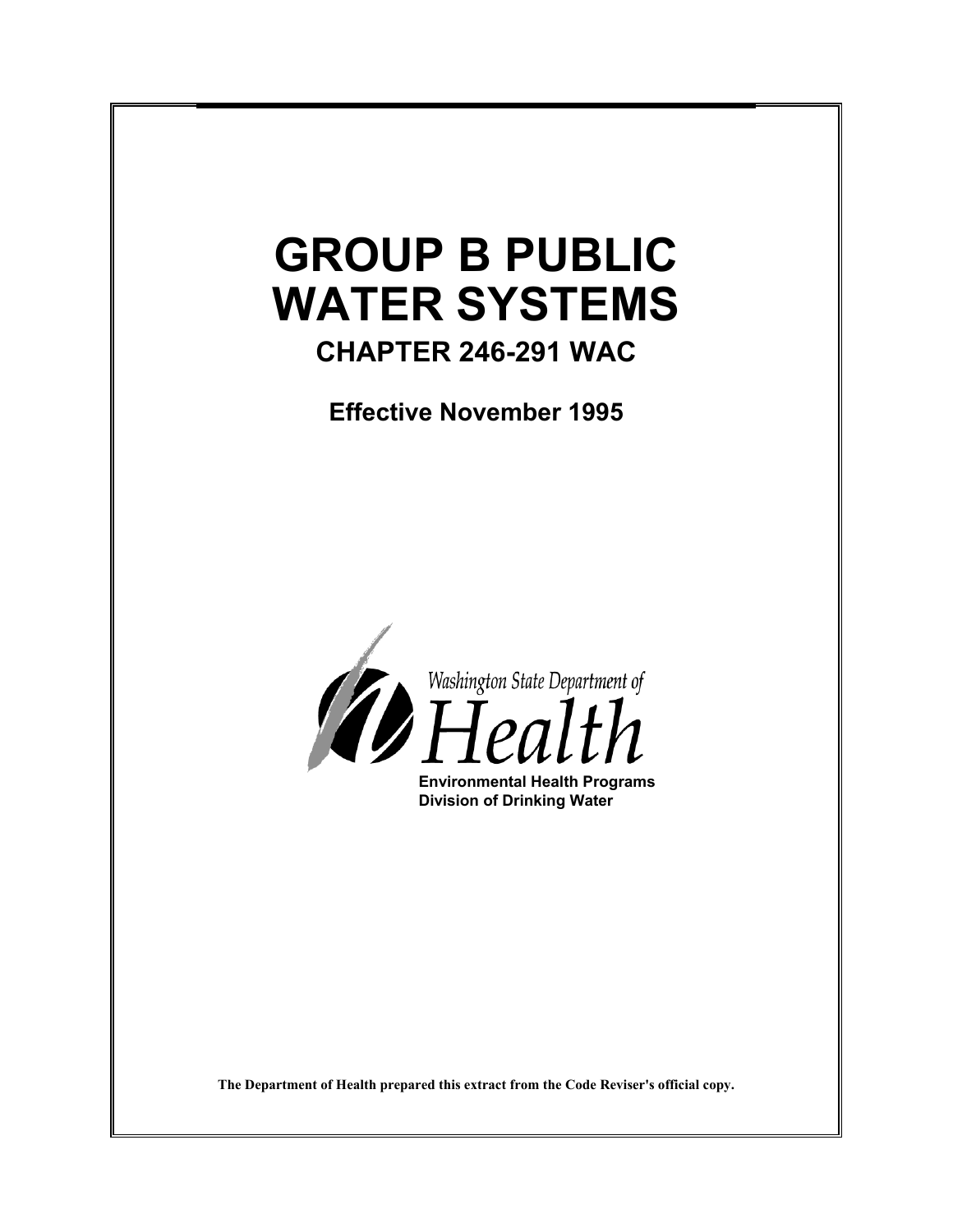# GROUP B PUBLIC WATER SYSTEMS

## CHAPTER 246-291 WAC

**Effective November 1995**

Washington State Department of Health

**Environmental Health Programs**
**Division of Drinking Water**

**The Department of Health prepared this extract from the Code Reviser's official copy.**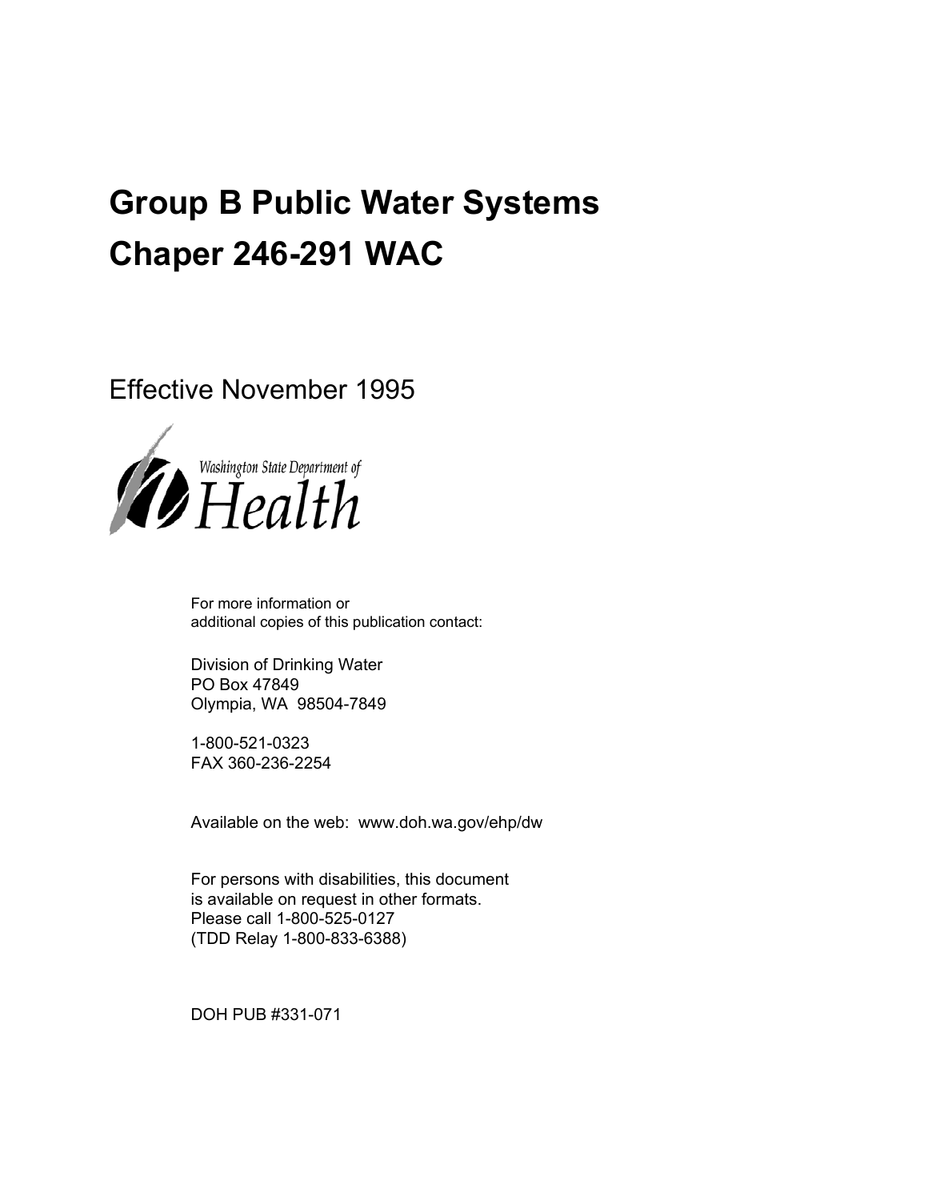# Group B Public Water Systems
# Chaper 246-291 WAC

Effective November 1995

Washington State Department of Health

For more information or
additional copies of this publication contact:

Division of Drinking Water
PO Box 47849
Olympia, WA 98504-7849

1-800-521-0323
FAX 360-236-2254

Available on the web: www.doh.wa.gov/ehp/dw

For persons with disabilities, this document
is available on request in other formats.
Please call 1-800-525-0127
(TDD Relay 1-800-833-6388)

DOH PUB #331-071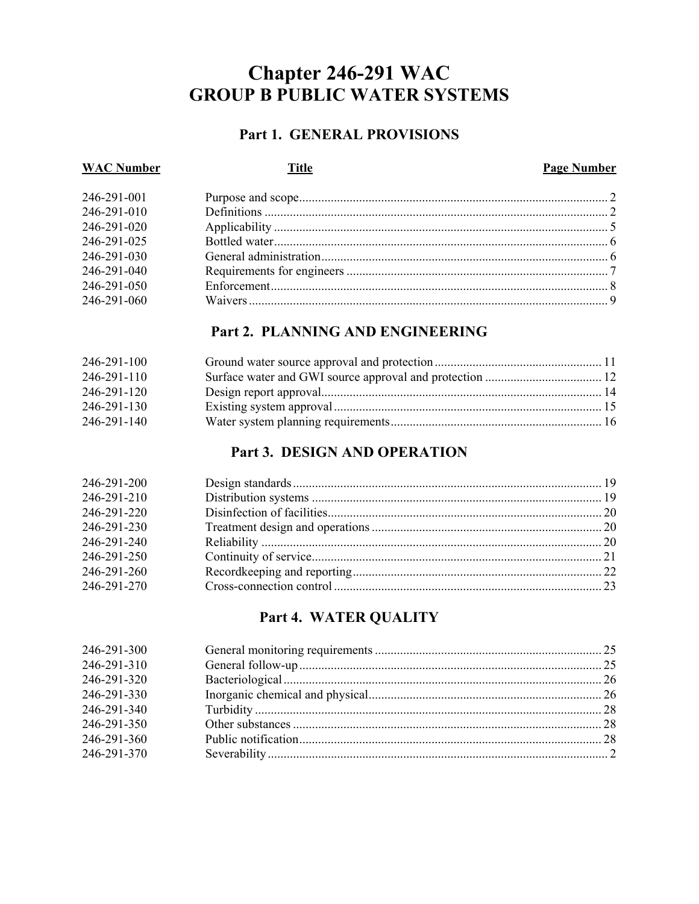# Chapter 246-291 WAC
# GROUP B PUBLIC WATER SYSTEMS

## Part 1. GENERAL PROVISIONS

| WAC Number | Title | Page Number |
|---|---|---|
| 246-291-001 | Purpose and scope | 2 |
| 246-291-010 | Definitions | 2 |
| 246-291-020 | Applicability | 5 |
| 246-291-025 | Bottled water | 6 |
| 246-291-030 | General administration | 6 |
| 246-291-040 | Requirements for engineers | 7 |
| 246-291-050 | Enforcement | 8 |
| 246-291-060 | Waivers | 9 |

## Part 2. PLANNING AND ENGINEERING

| | | |
|---|---|---|
| 246-291-100 | Ground water source approval and protection | 11 |
| 246-291-110 | Surface water and GWI source approval and protection | 12 |
| 246-291-120 | Design report approval | 14 |
| 246-291-130 | Existing system approval | 15 |
| 246-291-140 | Water system planning requirements | 16 |

## Part 3. DESIGN AND OPERATION

| | | |
|---|---|---|
| 246-291-200 | Design standards | 19 |
| 246-291-210 | Distribution systems | 19 |
| 246-291-220 | Disinfection of facilities | 20 |
| 246-291-230 | Treatment design and operations | 20 |
| 246-291-240 | Reliability | 20 |
| 246-291-250 | Continuity of service | 21 |
| 246-291-260 | Recordkeeping and reporting | 22 |
| 246-291-270 | Cross-connection control | 23 |

## Part 4. WATER QUALITY

| | | |
|---|---|---|
| 246-291-300 | General monitoring requirements | 25 |
| 246-291-310 | General follow-up | 25 |
| 246-291-320 | Bacteriological | 26 |
| 246-291-330 | Inorganic chemical and physical | 26 |
| 246-291-340 | Turbidity | 28 |
| 246-291-350 | Other substances | 28 |
| 246-291-360 | Public notification | 28 |
| 246-291-370 | Severability | 2 |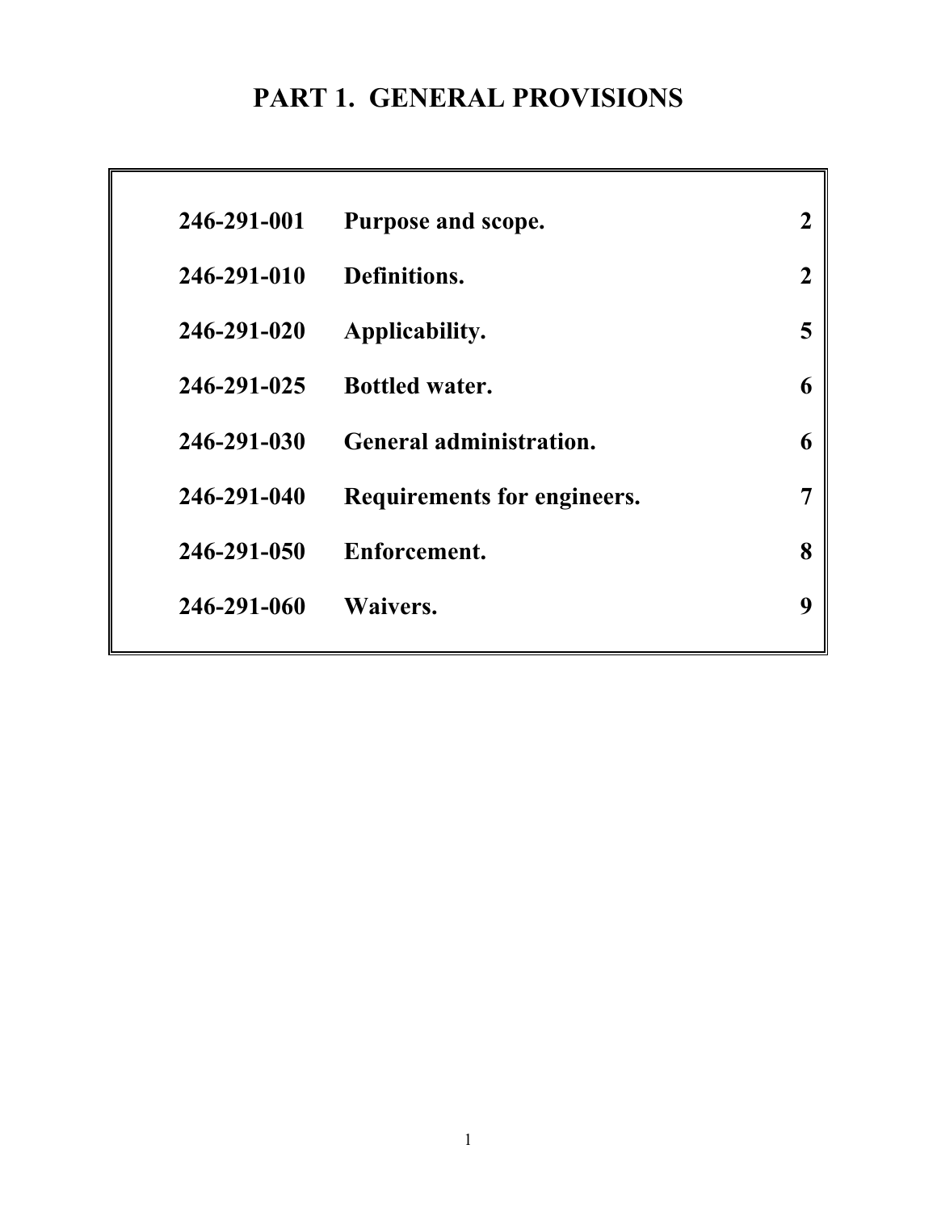# PART 1. GENERAL PROVISIONS

| | | |
|---|---|---|
| **246-291-001** | **Purpose and scope.** | **2** |
| **246-291-010** | **Definitions.** | **2** |
| **246-291-020** | **Applicability.** | **5** |
| **246-291-025** | **Bottled water.** | **6** |
| **246-291-030** | **General administration.** | **6** |
| **246-291-040** | **Requirements for engineers.** | **7** |
| **246-291-050** | **Enforcement.** | **8** |
| **246-291-060** | **Waivers.** | **9** |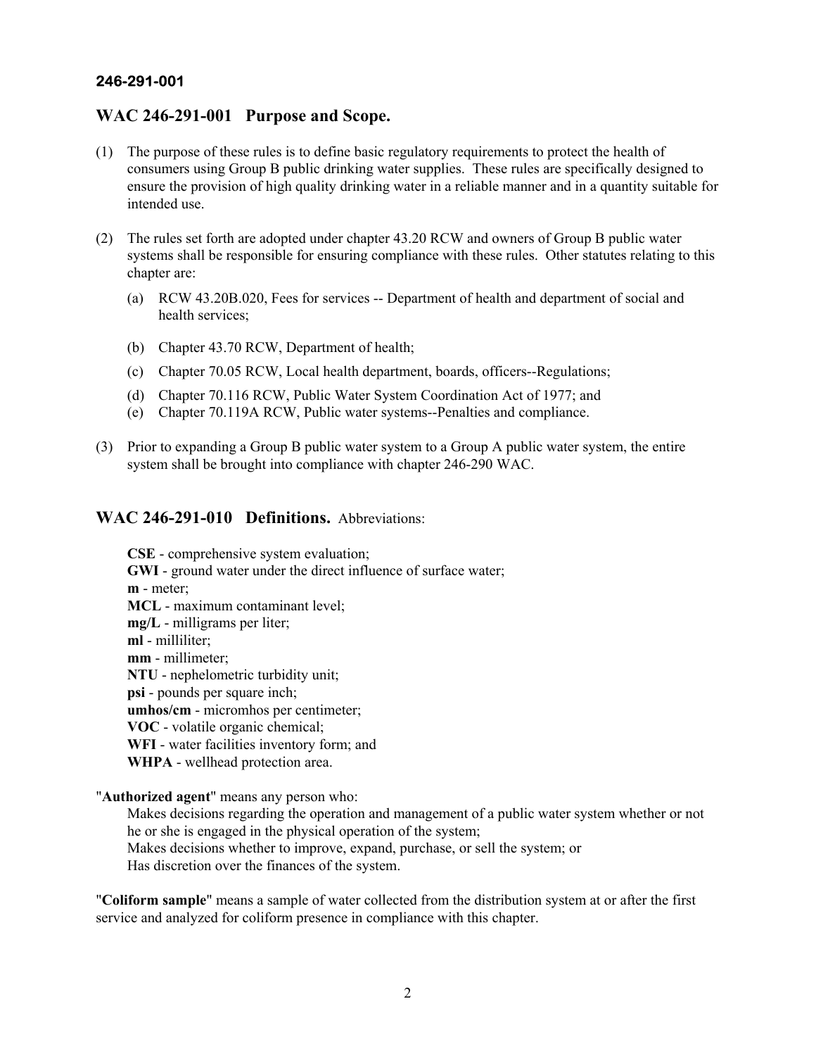**246-291-001**

## WAC 246-291-001 Purpose and Scope.

(1) The purpose of these rules is to define basic regulatory requirements to protect the health of consumers using Group B public drinking water supplies. These rules are specifically designed to ensure the provision of high quality drinking water in a reliable manner and in a quantity suitable for intended use.

(2) The rules set forth are adopted under chapter 43.20 RCW and owners of Group B public water systems shall be responsible for ensuring compliance with these rules. Other statutes relating to this chapter are:

  (a) RCW 43.20B.020, Fees for services -- Department of health and department of social and health services;

  (b) Chapter 43.70 RCW, Department of health;

  (c) Chapter 70.05 RCW, Local health department, boards, officers--Regulations;

  (d) Chapter 70.116 RCW, Public Water System Coordination Act of 1977; and

  (e) Chapter 70.119A RCW, Public water systems--Penalties and compliance.

(3) Prior to expanding a Group B public water system to a Group A public water system, the entire system shall be brought into compliance with chapter 246-290 WAC.

## WAC 246-291-010 Definitions.

Abbreviations:

**CSE** - comprehensive system evaluation;
**GWI** - ground water under the direct influence of surface water;
**m** - meter;
**MCL** - maximum contaminant level;
**mg/L** - milligrams per liter;
**ml** - milliliter;
**mm** - millimeter;
**NTU** - nephelometric turbidity unit;
**psi** - pounds per square inch;
**umhos/cm** - micromhos per centimeter;
**VOC** - volatile organic chemical;
**WFI** - water facilities inventory form; and
**WHPA** - wellhead protection area.

"**Authorized agent**" means any person who:
Makes decisions regarding the operation and management of a public water system whether or not he or she is engaged in the physical operation of the system;
Makes decisions whether to improve, expand, purchase, or sell the system; or
Has discretion over the finances of the system.

"**Coliform sample**" means a sample of water collected from the distribution system at or after the first service and analyzed for coliform presence in compliance with this chapter.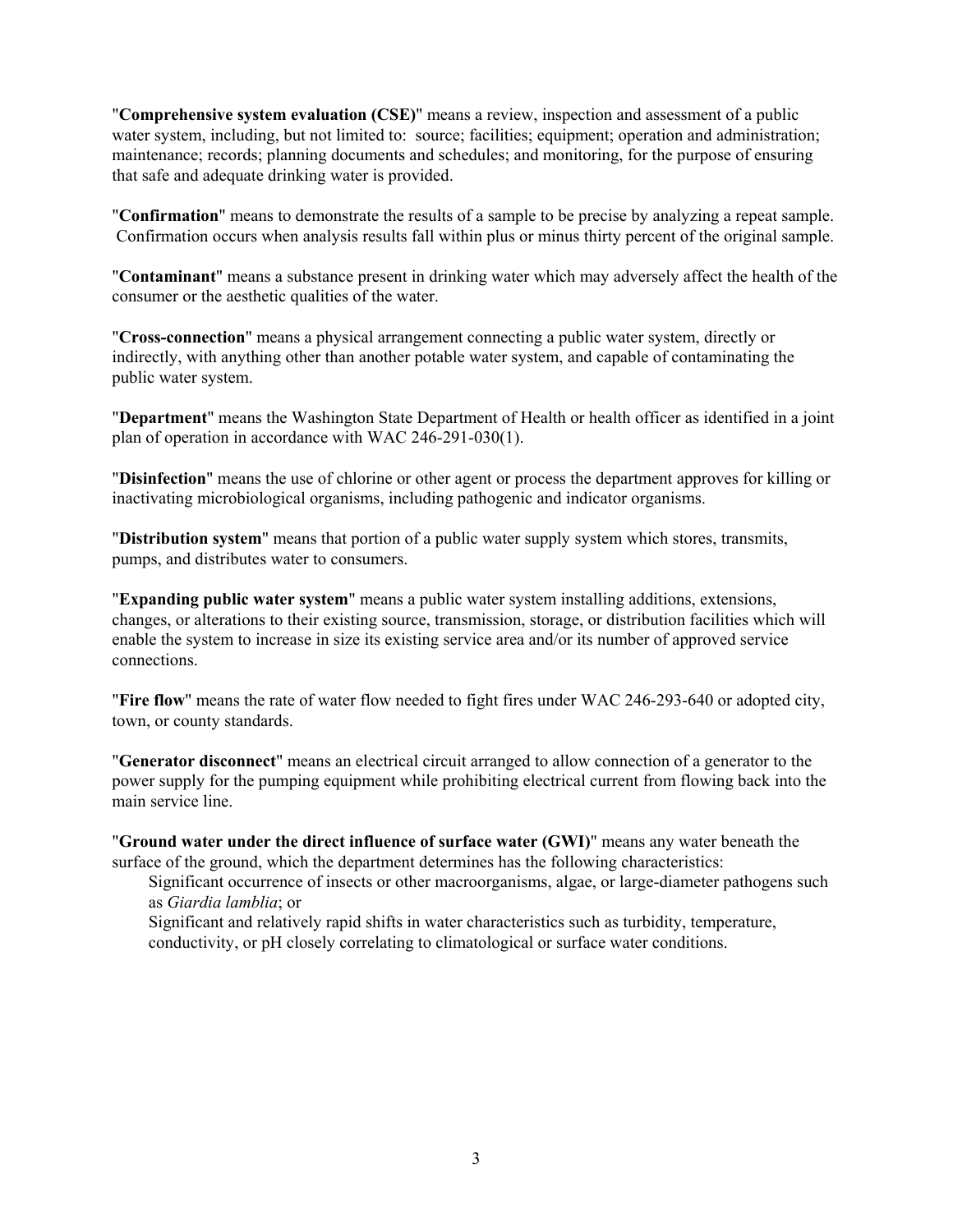"**Comprehensive system evaluation (CSE)**" means a review, inspection and assessment of a public water system, including, but not limited to: source; facilities; equipment; operation and administration; maintenance; records; planning documents and schedules; and monitoring, for the purpose of ensuring that safe and adequate drinking water is provided.

"**Confirmation**" means to demonstrate the results of a sample to be precise by analyzing a repeat sample. Confirmation occurs when analysis results fall within plus or minus thirty percent of the original sample.

"**Contaminant**" means a substance present in drinking water which may adversely affect the health of the consumer or the aesthetic qualities of the water.

"**Cross-connection**" means a physical arrangement connecting a public water system, directly or indirectly, with anything other than another potable water system, and capable of contaminating the public water system.

"**Department**" means the Washington State Department of Health or health officer as identified in a joint plan of operation in accordance with WAC 246-291-030(1).

"**Disinfection**" means the use of chlorine or other agent or process the department approves for killing or inactivating microbiological organisms, including pathogenic and indicator organisms.

"**Distribution system**" means that portion of a public water supply system which stores, transmits, pumps, and distributes water to consumers.

"**Expanding public water system**" means a public water system installing additions, extensions, changes, or alterations to their existing source, transmission, storage, or distribution facilities which will enable the system to increase in size its existing service area and/or its number of approved service connections.

"**Fire flow**" means the rate of water flow needed to fight fires under WAC 246-293-640 or adopted city, town, or county standards.

"**Generator disconnect**" means an electrical circuit arranged to allow connection of a generator to the power supply for the pumping equipment while prohibiting electrical current from flowing back into the main service line.

"**Ground water under the direct influence of surface water (GWI)**" means any water beneath the surface of the ground, which the department determines has the following characteristics:

Significant occurrence of insects or other macroorganisms, algae, or large-diameter pathogens such as *Giardia lamblia*; or

Significant and relatively rapid shifts in water characteristics such as turbidity, temperature, conductivity, or pH closely correlating to climatological or surface water conditions.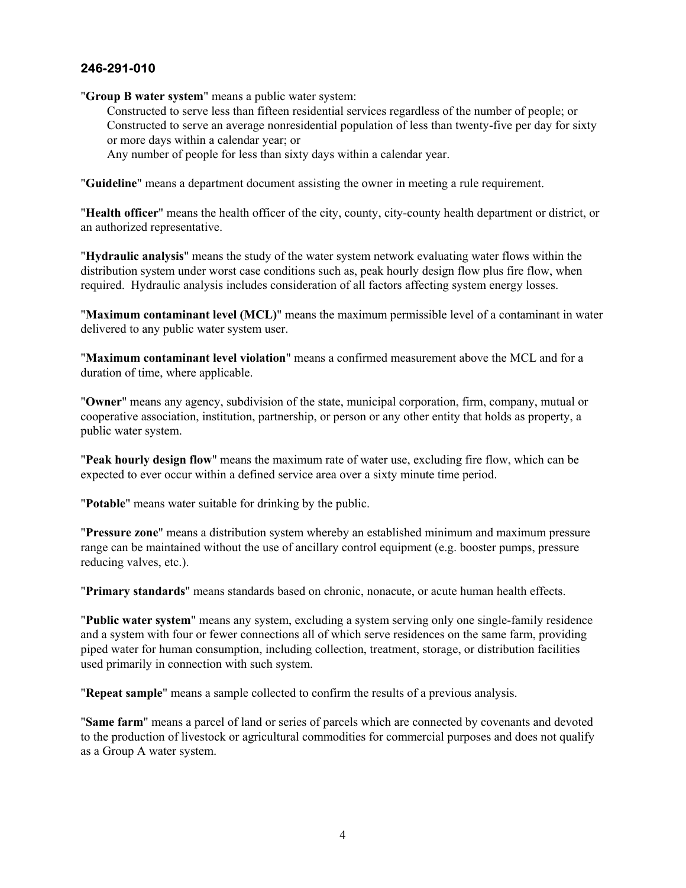### 246-291-010

"**Group B water system**" means a public water system:

Constructed to serve less than fifteen residential services regardless of the number of people; or
Constructed to serve an average nonresidential population of less than twenty-five per day for sixty or more days within a calendar year; or
Any number of people for less than sixty days within a calendar year.

"**Guideline**" means a department document assisting the owner in meeting a rule requirement.

"**Health officer**" means the health officer of the city, county, city-county health department or district, or an authorized representative.

"**Hydraulic analysis**" means the study of the water system network evaluating water flows within the distribution system under worst case conditions such as, peak hourly design flow plus fire flow, when required. Hydraulic analysis includes consideration of all factors affecting system energy losses.

"**Maximum contaminant level (MCL)**" means the maximum permissible level of a contaminant in water delivered to any public water system user.

"**Maximum contaminant level violation**" means a confirmed measurement above the MCL and for a duration of time, where applicable.

"**Owner**" means any agency, subdivision of the state, municipal corporation, firm, company, mutual or cooperative association, institution, partnership, or person or any other entity that holds as property, a public water system.

"**Peak hourly design flow**" means the maximum rate of water use, excluding fire flow, which can be expected to ever occur within a defined service area over a sixty minute time period.

"**Potable**" means water suitable for drinking by the public.

"**Pressure zone**" means a distribution system whereby an established minimum and maximum pressure range can be maintained without the use of ancillary control equipment (e.g. booster pumps, pressure reducing valves, etc.).

"**Primary standards**" means standards based on chronic, nonacute, or acute human health effects.

"**Public water system**" means any system, excluding a system serving only one single-family residence and a system with four or fewer connections all of which serve residences on the same farm, providing piped water for human consumption, including collection, treatment, storage, or distribution facilities used primarily in connection with such system.

"**Repeat sample**" means a sample collected to confirm the results of a previous analysis.

"**Same farm**" means a parcel of land or series of parcels which are connected by covenants and devoted to the production of livestock or agricultural commodities for commercial purposes and does not qualify as a Group A water system.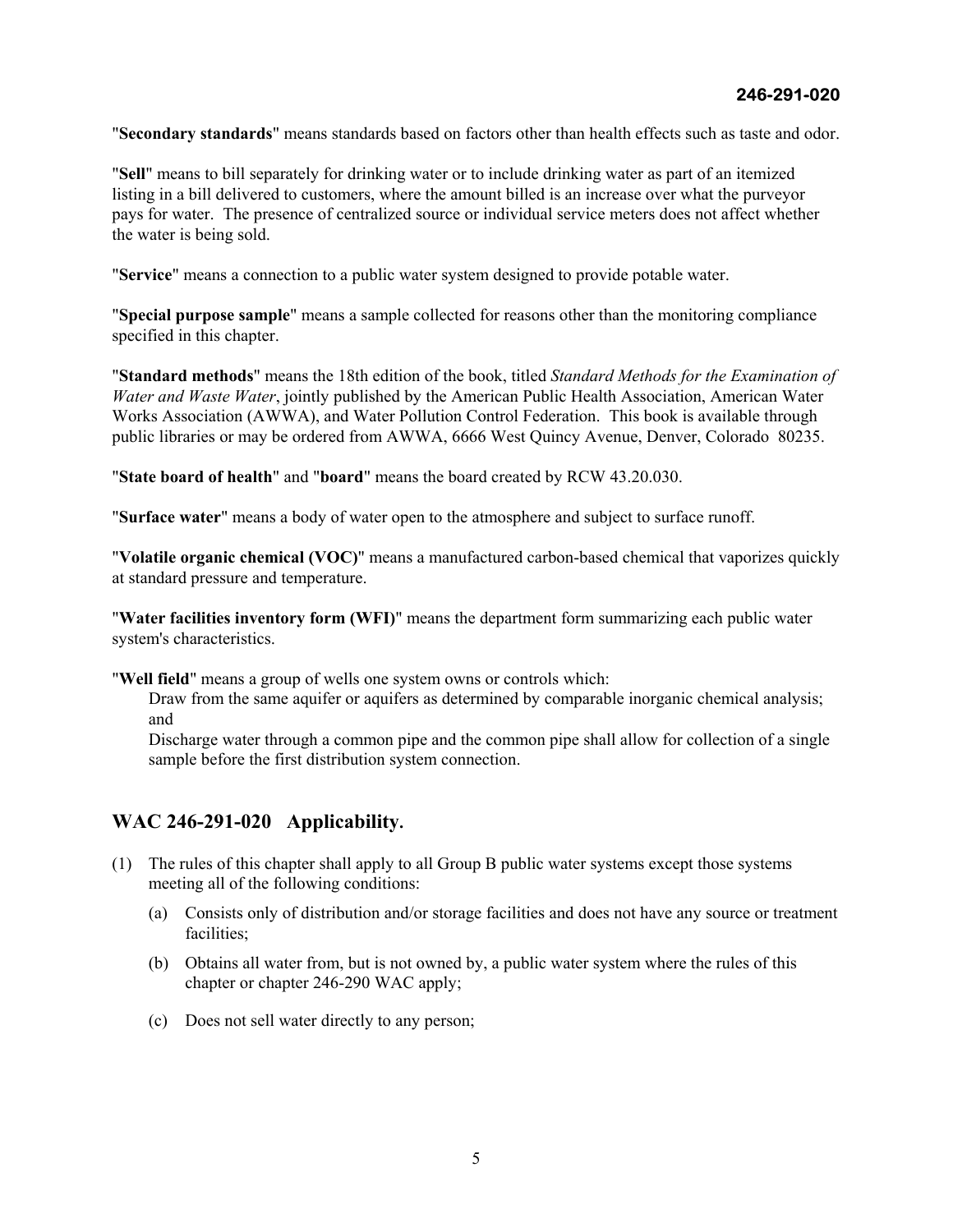"**Secondary standards**" means standards based on factors other than health effects such as taste and odor.

"**Sell**" means to bill separately for drinking water or to include drinking water as part of an itemized listing in a bill delivered to customers, where the amount billed is an increase over what the purveyor pays for water. The presence of centralized source or individual service meters does not affect whether the water is being sold.

"**Service**" means a connection to a public water system designed to provide potable water.

"**Special purpose sample**" means a sample collected for reasons other than the monitoring compliance specified in this chapter.

"**Standard methods**" means the 18th edition of the book, titled *Standard Methods for the Examination of Water and Waste Water*, jointly published by the American Public Health Association, American Water Works Association (AWWA), and Water Pollution Control Federation. This book is available through public libraries or may be ordered from AWWA, 6666 West Quincy Avenue, Denver, Colorado 80235.

"**State board of health**" and "**board**" means the board created by RCW 43.20.030.

"**Surface water**" means a body of water open to the atmosphere and subject to surface runoff.

"**Volatile organic chemical (VOC)**" means a manufactured carbon-based chemical that vaporizes quickly at standard pressure and temperature.

"**Water facilities inventory form (WFI)**" means the department form summarizing each public water system's characteristics.

"**Well field**" means a group of wells one system owns or controls which:

Draw from the same aquifer or aquifers as determined by comparable inorganic chemical analysis; and

Discharge water through a common pipe and the common pipe shall allow for collection of a single sample before the first distribution system connection.

## WAC 246-291-020 Applicability.

(1) The rules of this chapter shall apply to all Group B public water systems except those systems meeting all of the following conditions:

(a) Consists only of distribution and/or storage facilities and does not have any source or treatment facilities;

(b) Obtains all water from, but is not owned by, a public water system where the rules of this chapter or chapter 246-290 WAC apply;

(c) Does not sell water directly to any person;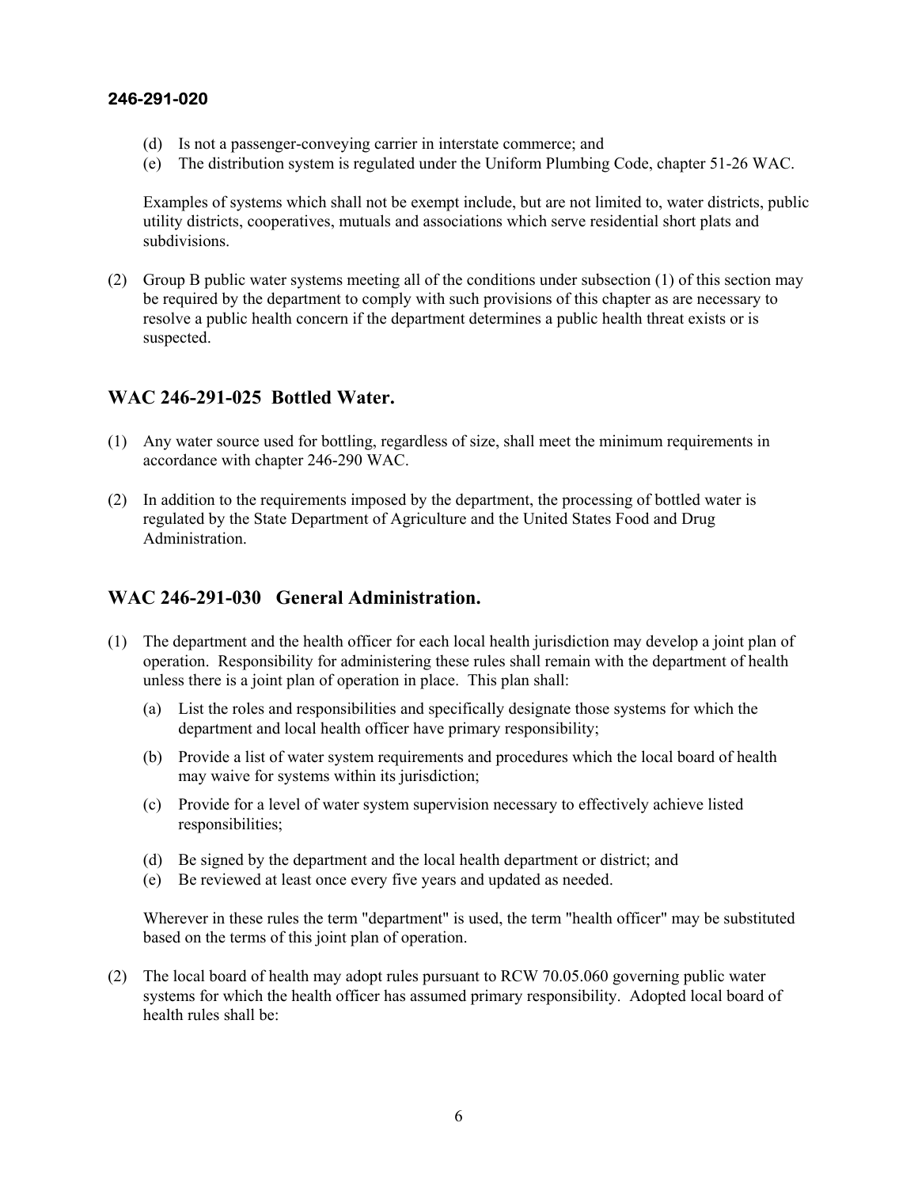(d) Is not a passenger-conveying carrier in interstate commerce; and

(e) The distribution system is regulated under the Uniform Plumbing Code, chapter 51-26 WAC.

Examples of systems which shall not be exempt include, but are not limited to, water districts, public utility districts, cooperatives, mutuals and associations which serve residential short plats and subdivisions.

(2) Group B public water systems meeting all of the conditions under subsection (1) of this section may be required by the department to comply with such provisions of this chapter as are necessary to resolve a public health concern if the department determines a public health threat exists or is suspected.

## WAC 246-291-025 Bottled Water.

(1) Any water source used for bottling, regardless of size, shall meet the minimum requirements in accordance with chapter 246-290 WAC.

(2) In addition to the requirements imposed by the department, the processing of bottled water is regulated by the State Department of Agriculture and the United States Food and Drug Administration.

## WAC 246-291-030 General Administration.

(1) The department and the health officer for each local health jurisdiction may develop a joint plan of operation. Responsibility for administering these rules shall remain with the department of health unless there is a joint plan of operation in place. This plan shall:

(a) List the roles and responsibilities and specifically designate those systems for which the department and local health officer have primary responsibility;

(b) Provide a list of water system requirements and procedures which the local board of health may waive for systems within its jurisdiction;

(c) Provide for a level of water system supervision necessary to effectively achieve listed responsibilities;

(d) Be signed by the department and the local health department or district; and

(e) Be reviewed at least once every five years and updated as needed.

Wherever in these rules the term "department" is used, the term "health officer" may be substituted based on the terms of this joint plan of operation.

(2) The local board of health may adopt rules pursuant to RCW 70.05.060 governing public water systems for which the health officer has assumed primary responsibility. Adopted local board of health rules shall be: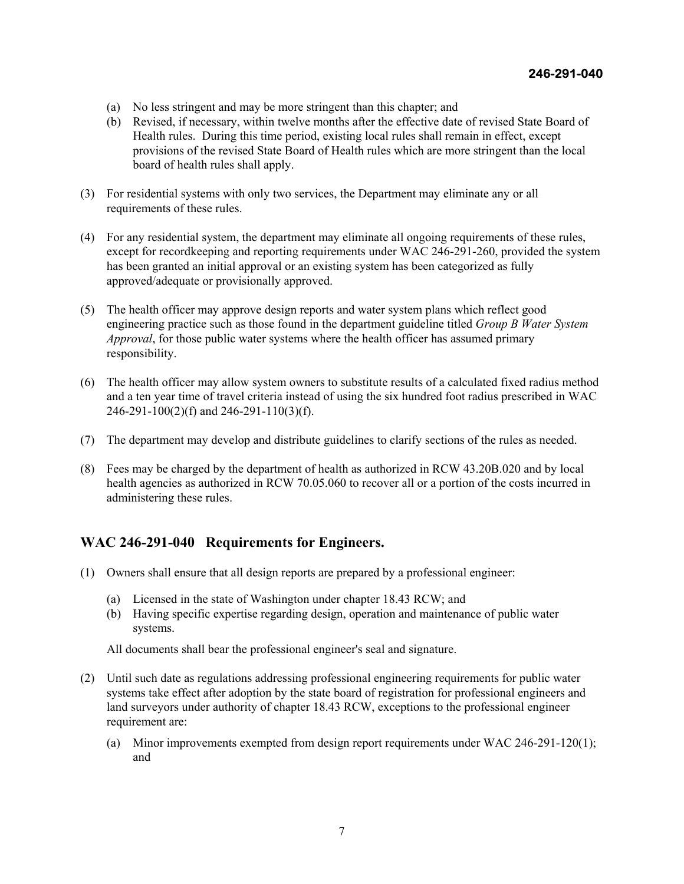(a) No less stringent and may be more stringent than this chapter; and
(b) Revised, if necessary, within twelve months after the effective date of revised State Board of Health rules. During this time period, existing local rules shall remain in effect, except provisions of the revised State Board of Health rules which are more stringent than the local board of health rules shall apply.

(3) For residential systems with only two services, the Department may eliminate any or all requirements of these rules.

(4) For any residential system, the department may eliminate all ongoing requirements of these rules, except for recordkeeping and reporting requirements under WAC 246-291-260, provided the system has been granted an initial approval or an existing system has been categorized as fully approved/adequate or provisionally approved.

(5) The health officer may approve design reports and water system plans which reflect good engineering practice such as those found in the department guideline titled *Group B Water System Approval*, for those public water systems where the health officer has assumed primary responsibility.

(6) The health officer may allow system owners to substitute results of a calculated fixed radius method and a ten year time of travel criteria instead of using the six hundred foot radius prescribed in WAC 246-291-100(2)(f) and 246-291-110(3)(f).

(7) The department may develop and distribute guidelines to clarify sections of the rules as needed.

(8) Fees may be charged by the department of health as authorized in RCW 43.20B.020 and by local health agencies as authorized in RCW 70.05.060 to recover all or a portion of the costs incurred in administering these rules.

## WAC 246-291-040 Requirements for Engineers.

(1) Owners shall ensure that all design reports are prepared by a professional engineer:

   (a) Licensed in the state of Washington under chapter 18.43 RCW; and
   (b) Having specific expertise regarding design, operation and maintenance of public water systems.

   All documents shall bear the professional engineer's seal and signature.

(2) Until such date as regulations addressing professional engineering requirements for public water systems take effect after adoption by the state board of registration for professional engineers and land surveyors under authority of chapter 18.43 RCW, exceptions to the professional engineer requirement are:

   (a) Minor improvements exempted from design report requirements under WAC 246-291-120(1); and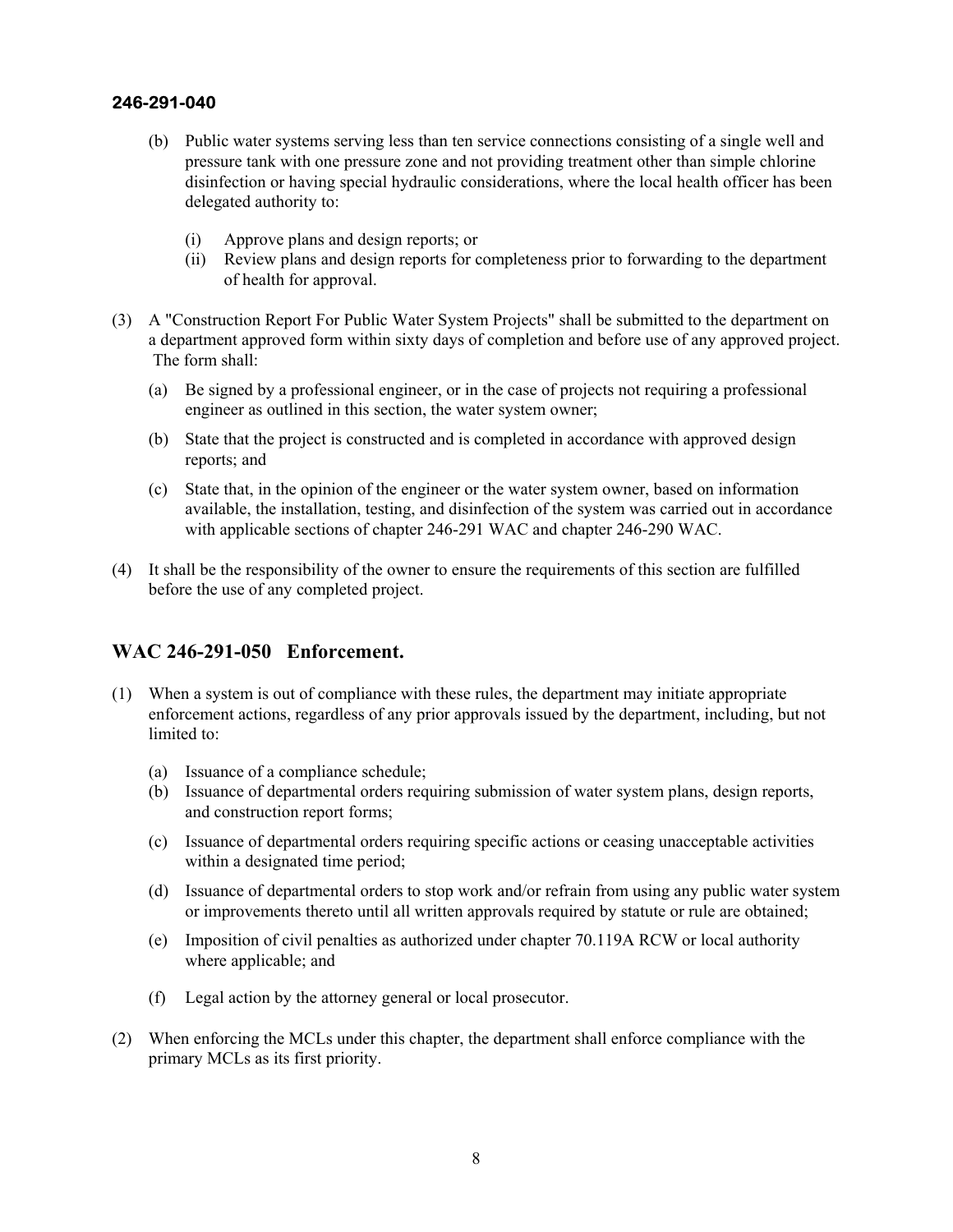(b) Public water systems serving less than ten service connections consisting of a single well and pressure tank with one pressure zone and not providing treatment other than simple chlorine disinfection or having special hydraulic considerations, where the local health officer has been delegated authority to:

   (i) Approve plans and design reports; or
   
   (ii) Review plans and design reports for completeness prior to forwarding to the department of health for approval.

(3) A "Construction Report For Public Water System Projects" shall be submitted to the department on a department approved form within sixty days of completion and before use of any approved project. The form shall:

   (a) Be signed by a professional engineer, or in the case of projects not requiring a professional engineer as outlined in this section, the water system owner;

   (b) State that the project is constructed and is completed in accordance with approved design reports; and

   (c) State that, in the opinion of the engineer or the water system owner, based on information available, the installation, testing, and disinfection of the system was carried out in accordance with applicable sections of chapter 246-291 WAC and chapter 246-290 WAC.

(4) It shall be the responsibility of the owner to ensure the requirements of this section are fulfilled before the use of any completed project.

## WAC 246-291-050 Enforcement.

(1) When a system is out of compliance with these rules, the department may initiate appropriate enforcement actions, regardless of any prior approvals issued by the department, including, but not limited to:

   (a) Issuance of a compliance schedule;
   
   (b) Issuance of departmental orders requiring submission of water system plans, design reports, and construction report forms;

   (c) Issuance of departmental orders requiring specific actions or ceasing unacceptable activities within a designated time period;

   (d) Issuance of departmental orders to stop work and/or refrain from using any public water system or improvements thereto until all written approvals required by statute or rule are obtained;

   (e) Imposition of civil penalties as authorized under chapter 70.119A RCW or local authority where applicable; and

   (f) Legal action by the attorney general or local prosecutor.

(2) When enforcing the MCLs under this chapter, the department shall enforce compliance with the primary MCLs as its first priority.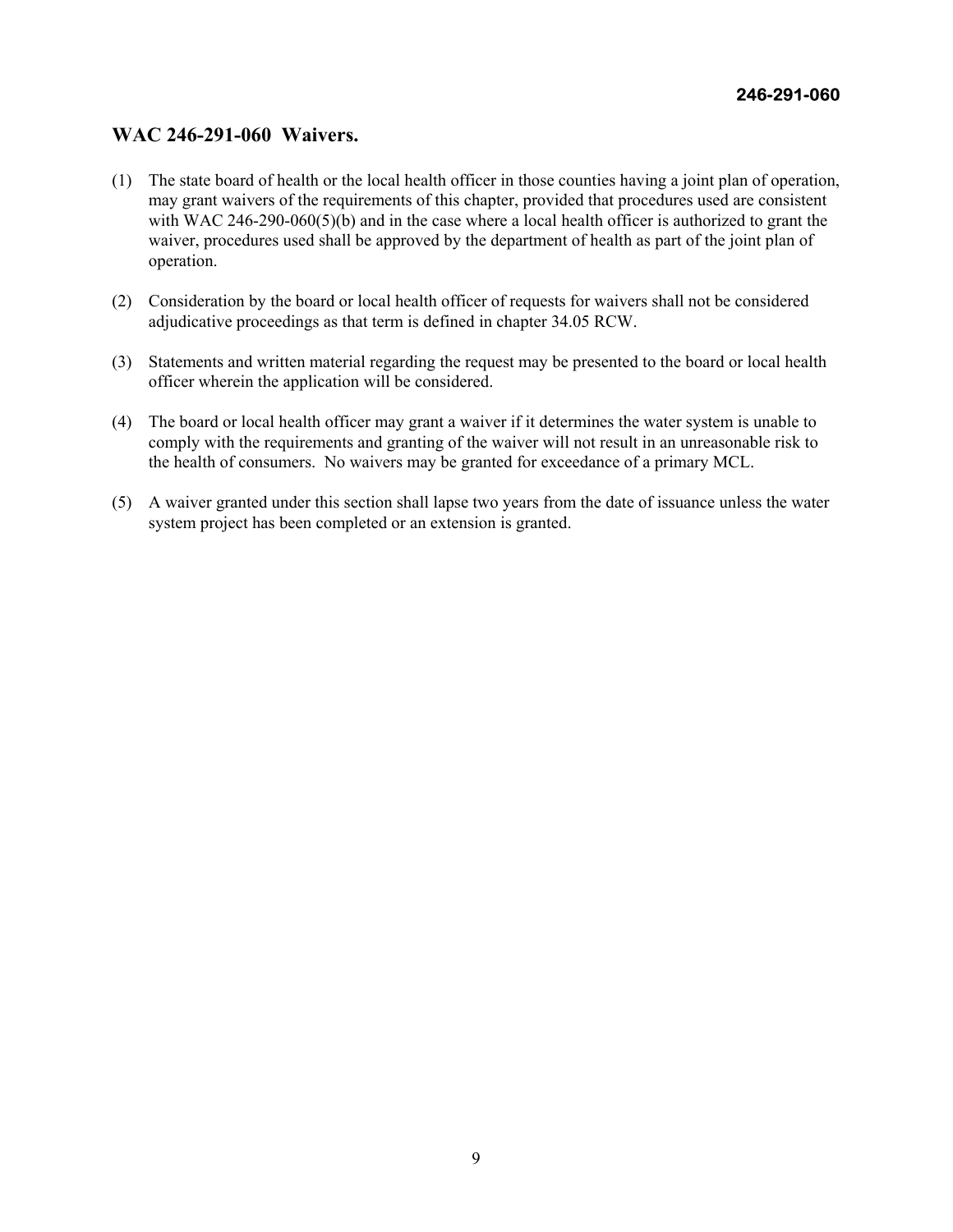## WAC 246-291-060 Waivers.

(1) The state board of health or the local health officer in those counties having a joint plan of operation, may grant waivers of the requirements of this chapter, provided that procedures used are consistent with WAC 246-290-060(5)(b) and in the case where a local health officer is authorized to grant the waiver, procedures used shall be approved by the department of health as part of the joint plan of operation.

(2) Consideration by the board or local health officer of requests for waivers shall not be considered adjudicative proceedings as that term is defined in chapter 34.05 RCW.

(3) Statements and written material regarding the request may be presented to the board or local health officer wherein the application will be considered.

(4) The board or local health officer may grant a waiver if it determines the water system is unable to comply with the requirements and granting of the waiver will not result in an unreasonable risk to the health of consumers. No waivers may be granted for exceedance of a primary MCL.

(5) A waiver granted under this section shall lapse two years from the date of issuance unless the water system project has been completed or an extension is granted.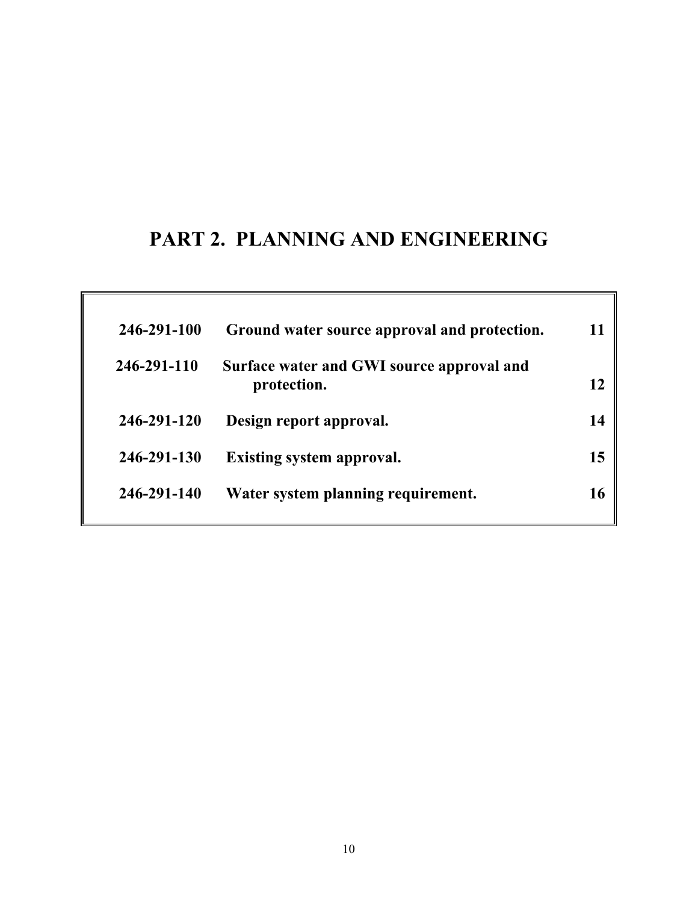# PART 2. PLANNING AND ENGINEERING

| | | |
|---|---|---|
| **246-291-100** | **Ground water source approval and protection.** | **11** |
| **246-291-110** | **Surface water and GWI source approval and protection.** | **12** |
| **246-291-120** | **Design report approval.** | **14** |
| **246-291-130** | **Existing system approval.** | **15** |
| **246-291-140** | **Water system planning requirement.** | **16** |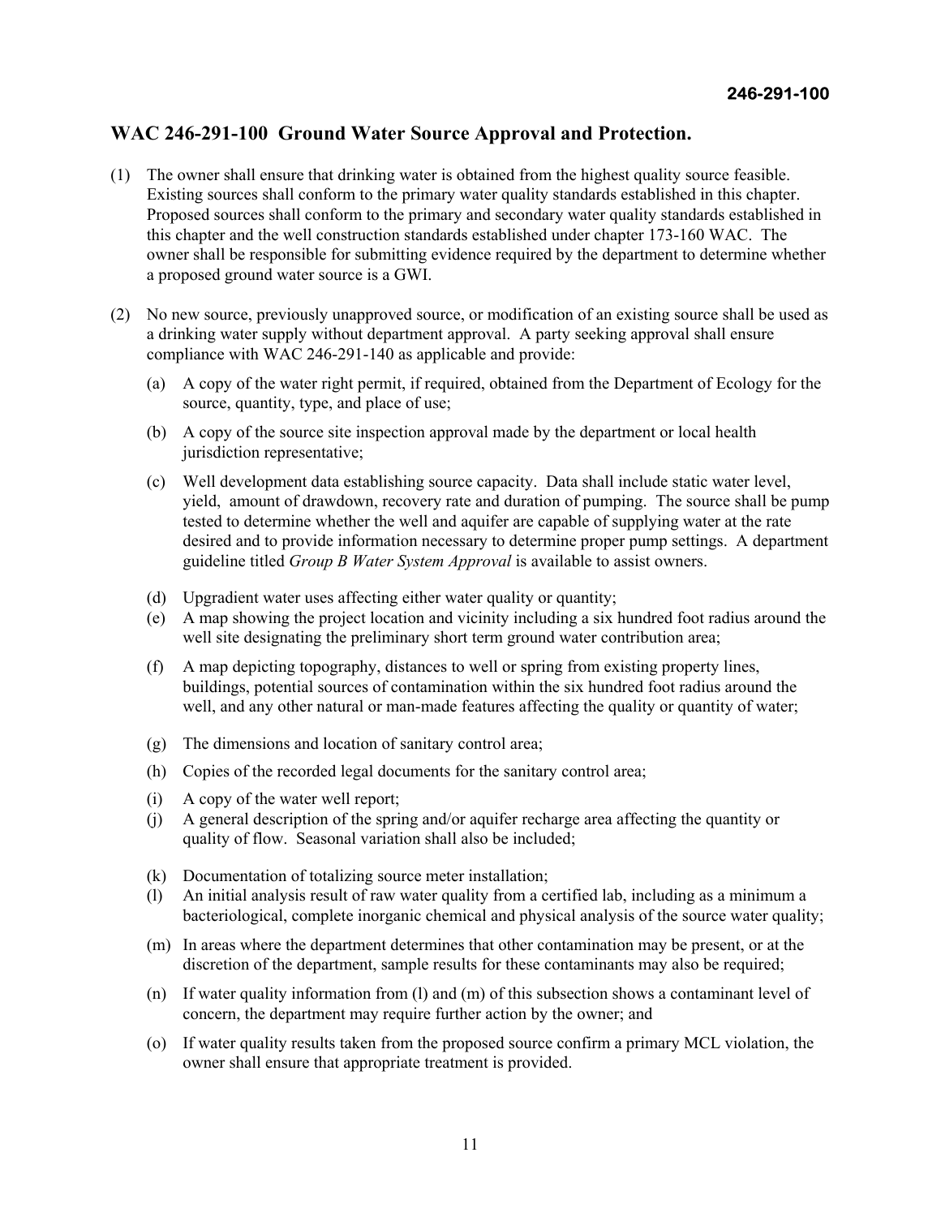## WAC 246-291-100 Ground Water Source Approval and Protection.

(1) The owner shall ensure that drinking water is obtained from the highest quality source feasible. Existing sources shall conform to the primary water quality standards established in this chapter. Proposed sources shall conform to the primary and secondary water quality standards established in this chapter and the well construction standards established under chapter 173-160 WAC. The owner shall be responsible for submitting evidence required by the department to determine whether a proposed ground water source is a GWI.

(2) No new source, previously unapproved source, or modification of an existing source shall be used as a drinking water supply without department approval. A party seeking approval shall ensure compliance with WAC 246-291-140 as applicable and provide:

   (a) A copy of the water right permit, if required, obtained from the Department of Ecology for the source, quantity, type, and place of use;

   (b) A copy of the source site inspection approval made by the department or local health jurisdiction representative;

   (c) Well development data establishing source capacity. Data shall include static water level, yield, amount of drawdown, recovery rate and duration of pumping. The source shall be pump tested to determine whether the well and aquifer are capable of supplying water at the rate desired and to provide information necessary to determine proper pump settings. A department guideline titled *Group B Water System Approval* is available to assist owners.

   (d) Upgradient water uses affecting either water quality or quantity;

   (e) A map showing the project location and vicinity including a six hundred foot radius around the well site designating the preliminary short term ground water contribution area;

   (f) A map depicting topography, distances to well or spring from existing property lines, buildings, potential sources of contamination within the six hundred foot radius around the well, and any other natural or man-made features affecting the quality or quantity of water;

   (g) The dimensions and location of sanitary control area;

   (h) Copies of the recorded legal documents for the sanitary control area;

   (i) A copy of the water well report;

   (j) A general description of the spring and/or aquifer recharge area affecting the quantity or quality of flow. Seasonal variation shall also be included;

   (k) Documentation of totalizing source meter installation;

   (l) An initial analysis result of raw water quality from a certified lab, including as a minimum a bacteriological, complete inorganic chemical and physical analysis of the source water quality;

   (m) In areas where the department determines that other contamination may be present, or at the discretion of the department, sample results for these contaminants may also be required;

   (n) If water quality information from (l) and (m) of this subsection shows a contaminant level of concern, the department may require further action by the owner; and

   (o) If water quality results taken from the proposed source confirm a primary MCL violation, the owner shall ensure that appropriate treatment is provided.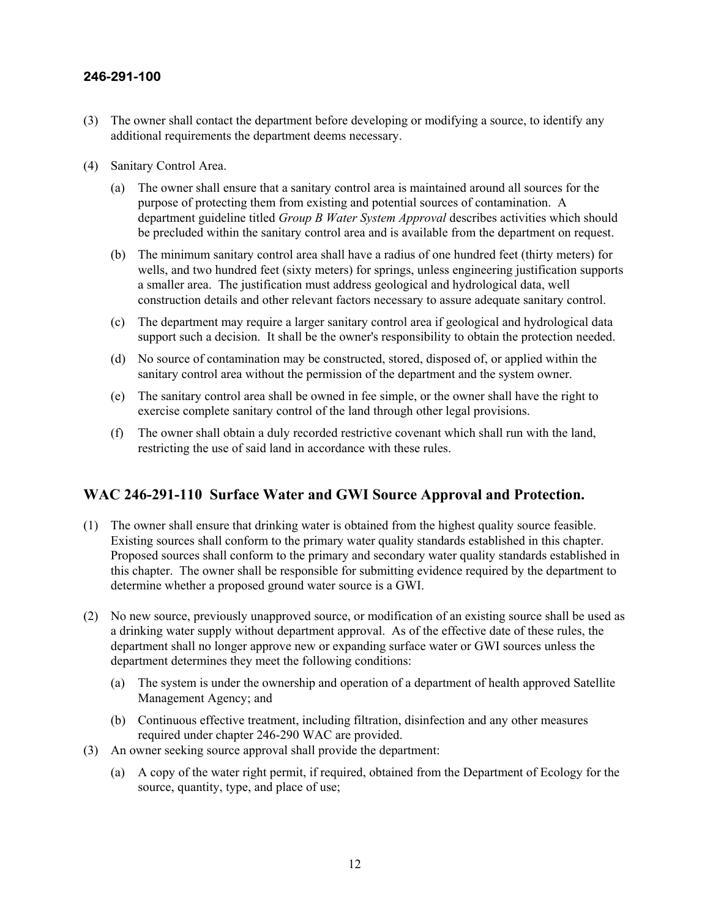**246-291-100**

(3) The owner shall contact the department before developing or modifying a source, to identify any additional requirements the department deems necessary.

(4) Sanitary Control Area.

(a) The owner shall ensure that a sanitary control area is maintained around all sources for the purpose of protecting them from existing and potential sources of contamination. A department guideline titled *Group B Water System Approval* describes activities which should be precluded within the sanitary control area and is available from the department on request.

(b) The minimum sanitary control area shall have a radius of one hundred feet (thirty meters) for wells, and two hundred feet (sixty meters) for springs, unless engineering justification supports a smaller area. The justification must address geological and hydrological data, well construction details and other relevant factors necessary to assure adequate sanitary control.

(c) The department may require a larger sanitary control area if geological and hydrological data support such a decision. It shall be the owner's responsibility to obtain the protection needed.

(d) No source of contamination may be constructed, stored, disposed of, or applied within the sanitary control area without the permission of the department and the system owner.

(e) The sanitary control area shall be owned in fee simple, or the owner shall have the right to exercise complete sanitary control of the land through other legal provisions.

(f) The owner shall obtain a duly recorded restrictive covenant which shall run with the land, restricting the use of said land in accordance with these rules.

## WAC 246-291-110 Surface Water and GWI Source Approval and Protection.

(1) The owner shall ensure that drinking water is obtained from the highest quality source feasible. Existing sources shall conform to the primary water quality standards established in this chapter. Proposed sources shall conform to the primary and secondary water quality standards established in this chapter. The owner shall be responsible for submitting evidence required by the department to determine whether a proposed ground water source is a GWI.

(2) No new source, previously unapproved source, or modification of an existing source shall be used as a drinking water supply without department approval. As of the effective date of these rules, the department shall no longer approve new or expanding surface water or GWI sources unless the department determines they meet the following conditions:

(a) The system is under the ownership and operation of a department of health approved Satellite Management Agency; and

(b) Continuous effective treatment, including filtration, disinfection and any other measures required under chapter 246-290 WAC are provided.

(3) An owner seeking source approval shall provide the department:

(a) A copy of the water right permit, if required, obtained from the Department of Ecology for the source, quantity, type, and place of use;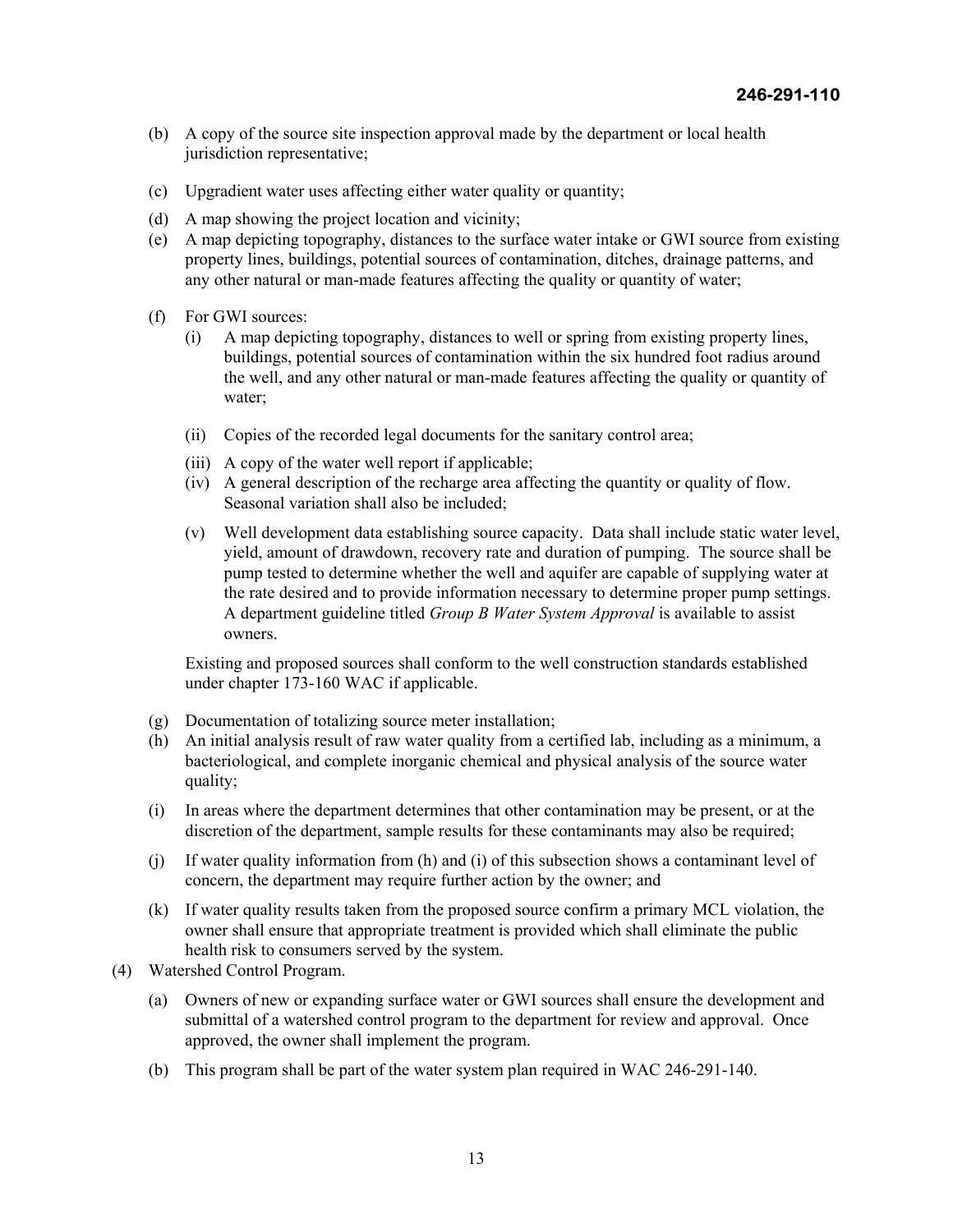(b) A copy of the source site inspection approval made by the department or local health jurisdiction representative;

(c) Upgradient water uses affecting either water quality or quantity;

(d) A map showing the project location and vicinity;

(e) A map depicting topography, distances to the surface water intake or GWI source from existing property lines, buildings, potential sources of contamination, ditches, drainage patterns, and any other natural or man-made features affecting the quality or quantity of water;

(f) For GWI sources:

   (i) A map depicting topography, distances to well or spring from existing property lines, buildings, potential sources of contamination within the six hundred foot radius around the well, and any other natural or man-made features affecting the quality or quantity of water;

   (ii) Copies of the recorded legal documents for the sanitary control area;

   (iii) A copy of the water well report if applicable;

   (iv) A general description of the recharge area affecting the quantity or quality of flow. Seasonal variation shall also be included;

   (v) Well development data establishing source capacity. Data shall include static water level, yield, amount of drawdown, recovery rate and duration of pumping. The source shall be pump tested to determine whether the well and aquifer are capable of supplying water at the rate desired and to provide information necessary to determine proper pump settings. A department guideline titled *Group B Water System Approval* is available to assist owners.

   Existing and proposed sources shall conform to the well construction standards established under chapter 173-160 WAC if applicable.

(g) Documentation of totalizing source meter installation;

(h) An initial analysis result of raw water quality from a certified lab, including as a minimum, a bacteriological, and complete inorganic chemical and physical analysis of the source water quality;

(i) In areas where the department determines that other contamination may be present, or at the discretion of the department, sample results for these contaminants may also be required;

(j) If water quality information from (h) and (i) of this subsection shows a contaminant level of concern, the department may require further action by the owner; and

(k) If water quality results taken from the proposed source confirm a primary MCL violation, the owner shall ensure that appropriate treatment is provided which shall eliminate the public health risk to consumers served by the system.

(4) Watershed Control Program.

   (a) Owners of new or expanding surface water or GWI sources shall ensure the development and submittal of a watershed control program to the department for review and approval. Once approved, the owner shall implement the program.

   (b) This program shall be part of the water system plan required in WAC 246-291-140.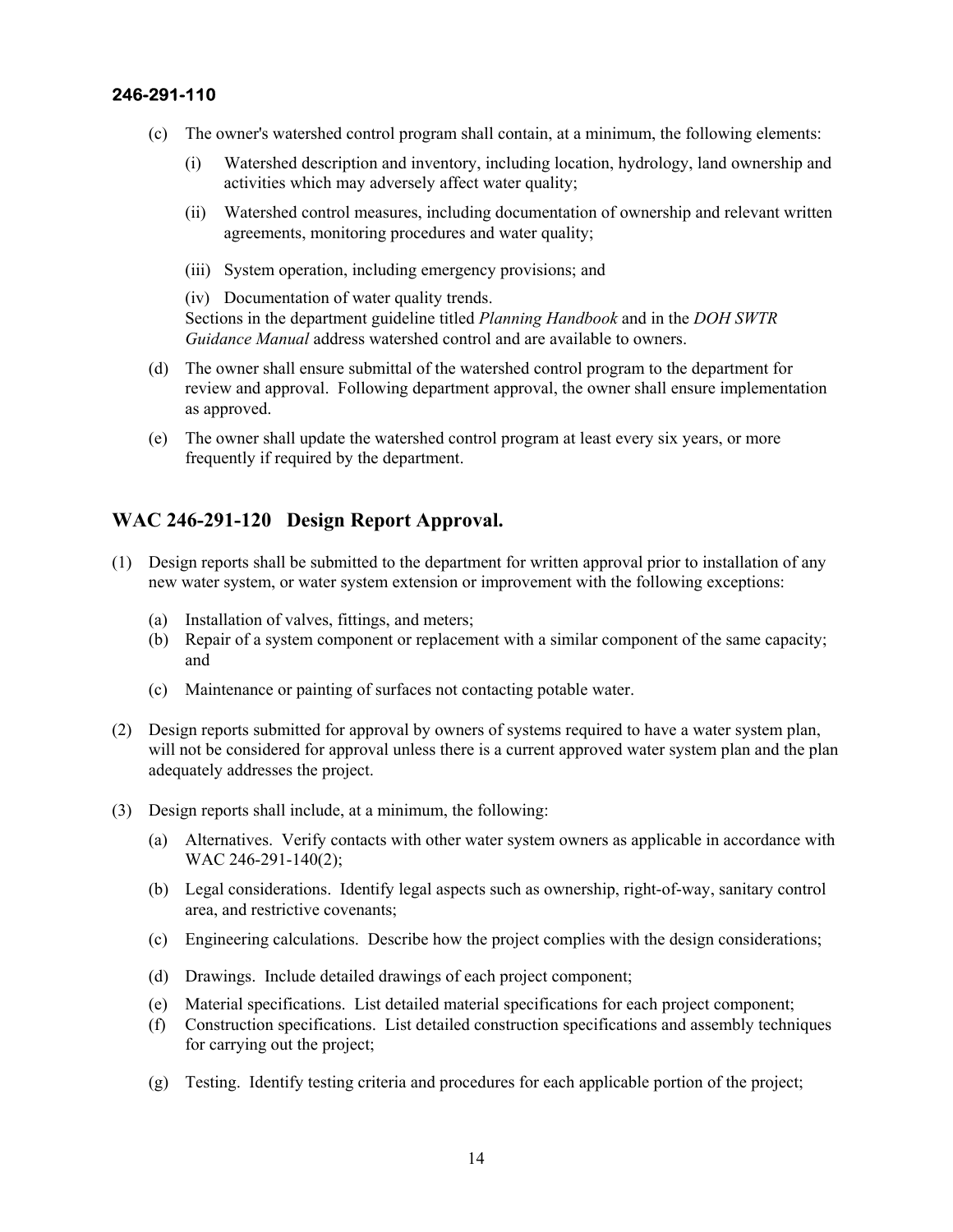(c) The owner's watershed control program shall contain, at a minimum, the following elements:

   (i) Watershed description and inventory, including location, hydrology, land ownership and activities which may adversely affect water quality;

   (ii) Watershed control measures, including documentation of ownership and relevant written agreements, monitoring procedures and water quality;

   (iii) System operation, including emergency provisions; and

   (iv) Documentation of water quality trends.

   Sections in the department guideline titled *Planning Handbook* and in the *DOH SWTR Guidance Manual* address watershed control and are available to owners.

(d) The owner shall ensure submittal of the watershed control program to the department for review and approval. Following department approval, the owner shall ensure implementation as approved.

(e) The owner shall update the watershed control program at least every six years, or more frequently if required by the department.

## WAC 246-291-120 Design Report Approval.

(1) Design reports shall be submitted to the department for written approval prior to installation of any new water system, or water system extension or improvement with the following exceptions:

   (a) Installation of valves, fittings, and meters;

   (b) Repair of a system component or replacement with a similar component of the same capacity; and

   (c) Maintenance or painting of surfaces not contacting potable water.

(2) Design reports submitted for approval by owners of systems required to have a water system plan, will not be considered for approval unless there is a current approved water system plan and the plan adequately addresses the project.

(3) Design reports shall include, at a minimum, the following:

   (a) Alternatives. Verify contacts with other water system owners as applicable in accordance with WAC 246-291-140(2);

   (b) Legal considerations. Identify legal aspects such as ownership, right-of-way, sanitary control area, and restrictive covenants;

   (c) Engineering calculations. Describe how the project complies with the design considerations;

   (d) Drawings. Include detailed drawings of each project component;

   (e) Material specifications. List detailed material specifications for each project component;

   (f) Construction specifications. List detailed construction specifications and assembly techniques for carrying out the project;

   (g) Testing. Identify testing criteria and procedures for each applicable portion of the project;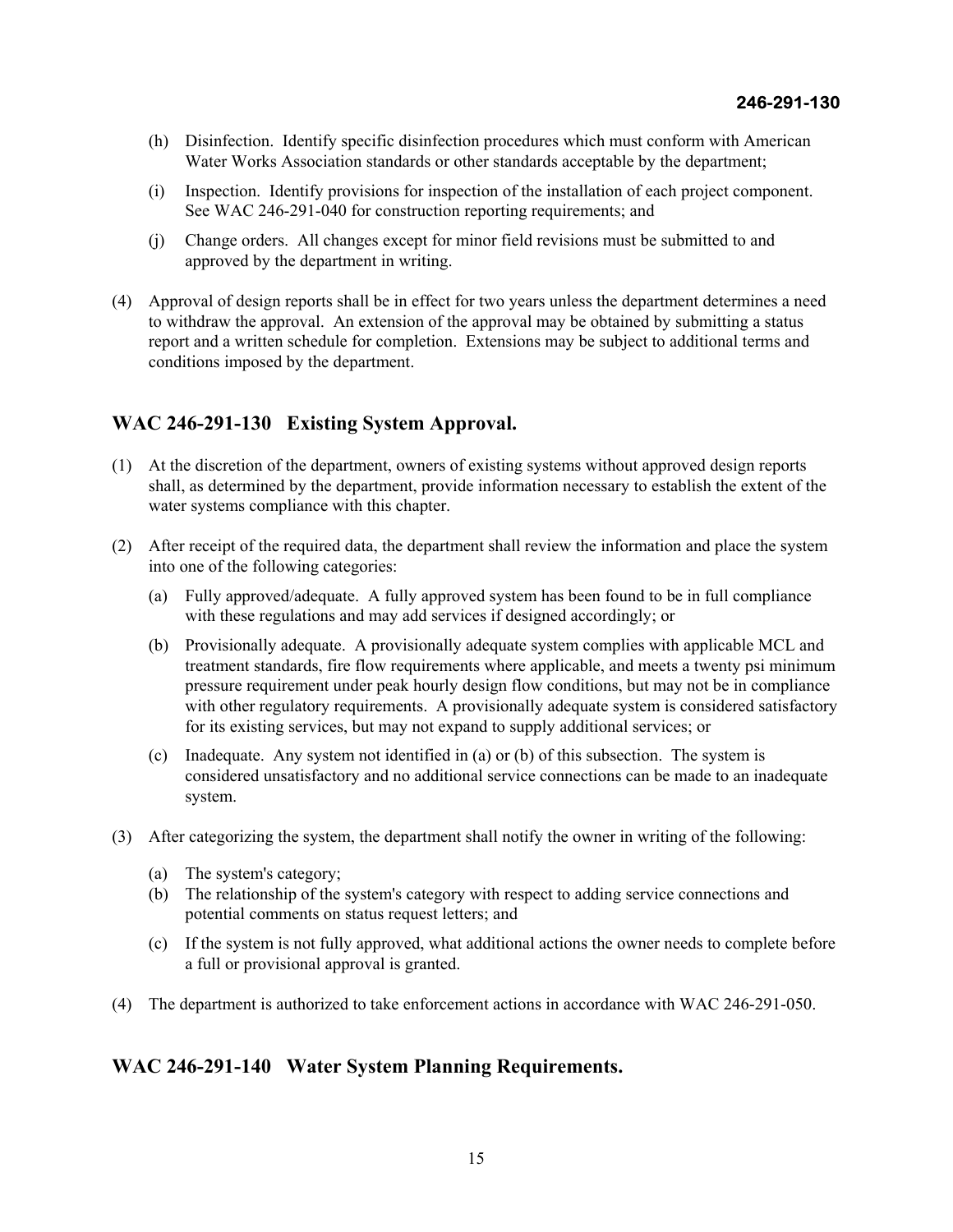(h) Disinfection. Identify specific disinfection procedures which must conform with American Water Works Association standards or other standards acceptable by the department;

(i) Inspection. Identify provisions for inspection of the installation of each project component. See WAC 246-291-040 for construction reporting requirements; and

(j) Change orders. All changes except for minor field revisions must be submitted to and approved by the department in writing.

(4) Approval of design reports shall be in effect for two years unless the department determines a need to withdraw the approval. An extension of the approval may be obtained by submitting a status report and a written schedule for completion. Extensions may be subject to additional terms and conditions imposed by the department.

## WAC 246-291-130 Existing System Approval.

(1) At the discretion of the department, owners of existing systems without approved design reports shall, as determined by the department, provide information necessary to establish the extent of the water systems compliance with this chapter.

(2) After receipt of the required data, the department shall review the information and place the system into one of the following categories:

(a) Fully approved/adequate. A fully approved system has been found to be in full compliance with these regulations and may add services if designed accordingly; or

(b) Provisionally adequate. A provisionally adequate system complies with applicable MCL and treatment standards, fire flow requirements where applicable, and meets a twenty psi minimum pressure requirement under peak hourly design flow conditions, but may not be in compliance with other regulatory requirements. A provisionally adequate system is considered satisfactory for its existing services, but may not expand to supply additional services; or

(c) Inadequate. Any system not identified in (a) or (b) of this subsection. The system is considered unsatisfactory and no additional service connections can be made to an inadequate system.

(3) After categorizing the system, the department shall notify the owner in writing of the following:

(a) The system's category;

(b) The relationship of the system's category with respect to adding service connections and potential comments on status request letters; and

(c) If the system is not fully approved, what additional actions the owner needs to complete before a full or provisional approval is granted.

(4) The department is authorized to take enforcement actions in accordance with WAC 246-291-050.

## WAC 246-291-140 Water System Planning Requirements.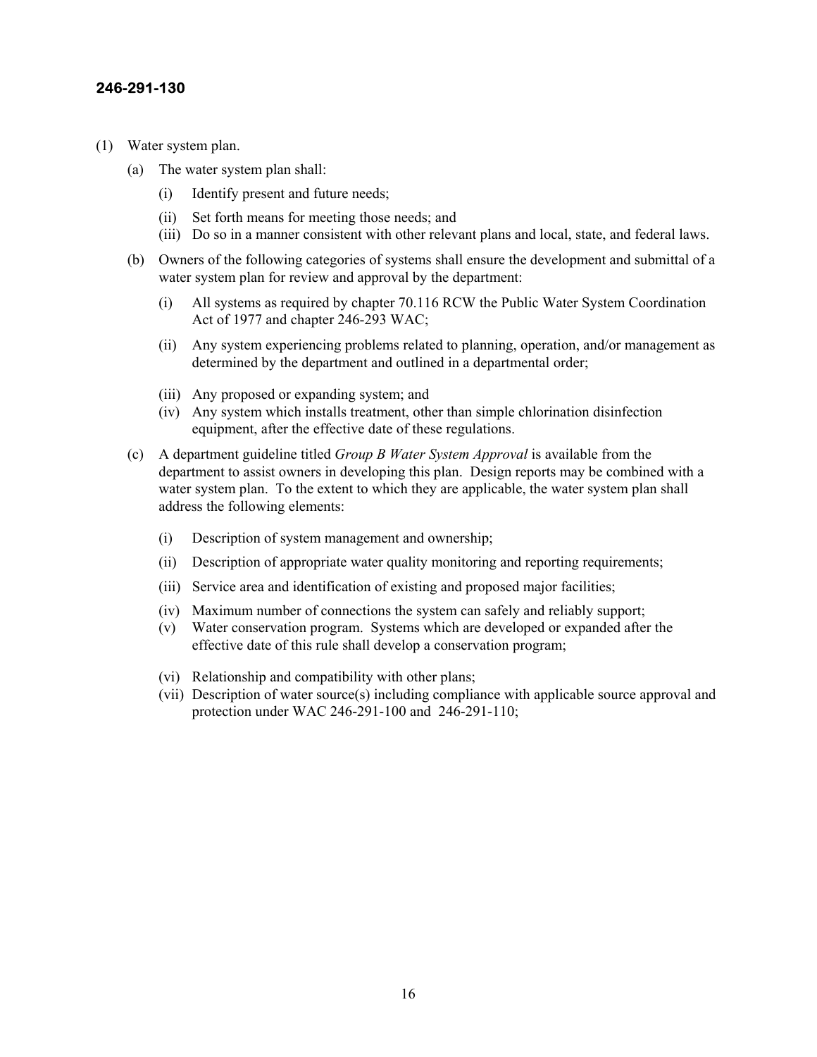**246-291-130**

(1) Water system plan.

(a) The water system plan shall:

(i) Identify present and future needs;

(ii) Set forth means for meeting those needs; and

(iii) Do so in a manner consistent with other relevant plans and local, state, and federal laws.

(b) Owners of the following categories of systems shall ensure the development and submittal of a water system plan for review and approval by the department:

(i) All systems as required by chapter 70.116 RCW the Public Water System Coordination Act of 1977 and chapter 246-293 WAC;

(ii) Any system experiencing problems related to planning, operation, and/or management as determined by the department and outlined in a departmental order;

(iii) Any proposed or expanding system; and

(iv) Any system which installs treatment, other than simple chlorination disinfection equipment, after the effective date of these regulations.

(c) A department guideline titled *Group B Water System Approval* is available from the department to assist owners in developing this plan. Design reports may be combined with a water system plan. To the extent to which they are applicable, the water system plan shall address the following elements:

(i) Description of system management and ownership;

(ii) Description of appropriate water quality monitoring and reporting requirements;

(iii) Service area and identification of existing and proposed major facilities;

(iv) Maximum number of connections the system can safely and reliably support;

(v) Water conservation program. Systems which are developed or expanded after the effective date of this rule shall develop a conservation program;

(vi) Relationship and compatibility with other plans;

(vii) Description of water source(s) including compliance with applicable source approval and protection under WAC 246-291-100 and 246-291-110;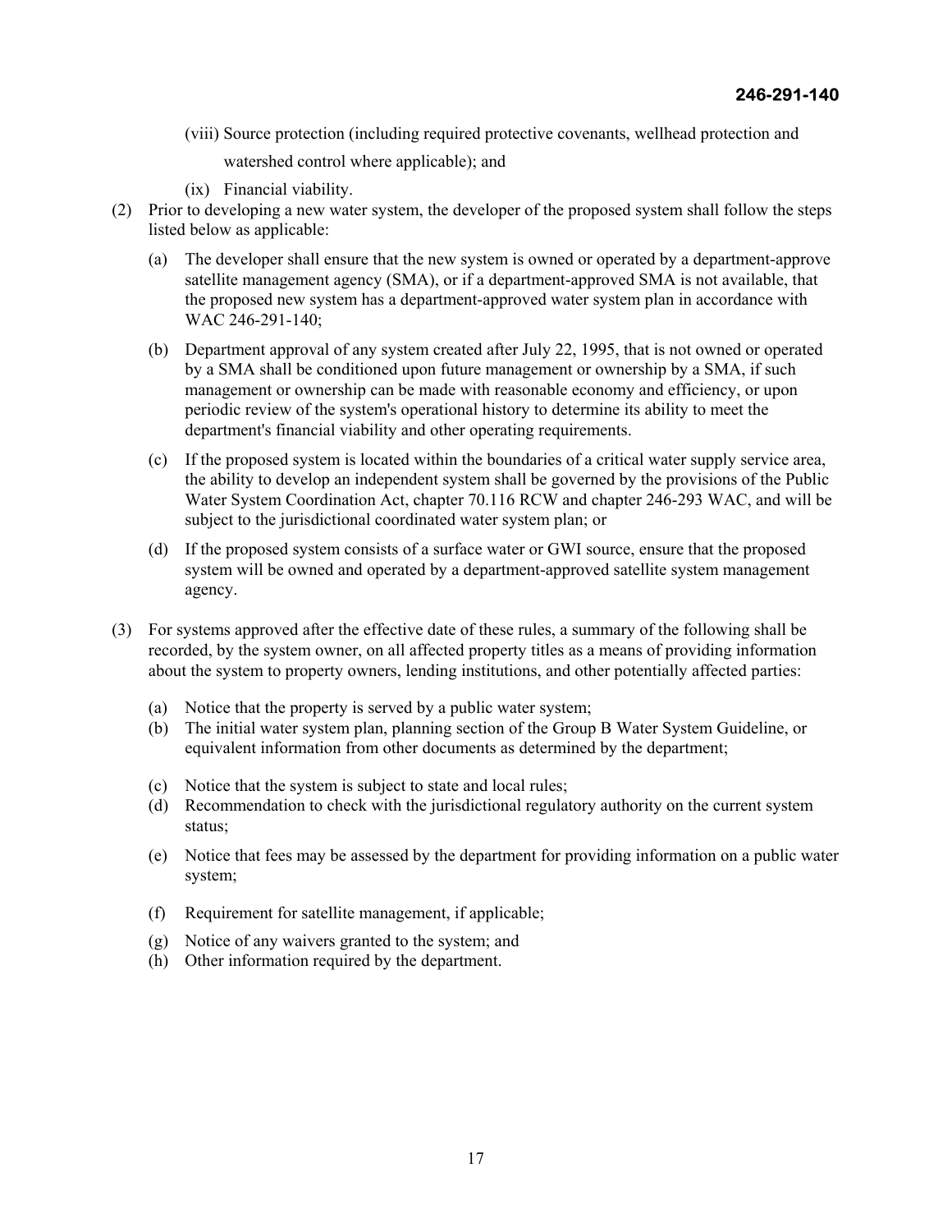(viii) Source protection (including required protective covenants, wellhead protection and watershed control where applicable); and

(ix) Financial viability.

(2) Prior to developing a new water system, the developer of the proposed system shall follow the steps listed below as applicable:

(a) The developer shall ensure that the new system is owned or operated by a department-approve satellite management agency (SMA), or if a department-approved SMA is not available, that the proposed new system has a department-approved water system plan in accordance with WAC 246-291-140;

(b) Department approval of any system created after July 22, 1995, that is not owned or operated by a SMA shall be conditioned upon future management or ownership by a SMA, if such management or ownership can be made with reasonable economy and efficiency, or upon periodic review of the system's operational history to determine its ability to meet the department's financial viability and other operating requirements.

(c) If the proposed system is located within the boundaries of a critical water supply service area, the ability to develop an independent system shall be governed by the provisions of the Public Water System Coordination Act, chapter 70.116 RCW and chapter 246-293 WAC, and will be subject to the jurisdictional coordinated water system plan; or

(d) If the proposed system consists of a surface water or GWI source, ensure that the proposed system will be owned and operated by a department-approved satellite system management agency.

(3) For systems approved after the effective date of these rules, a summary of the following shall be recorded, by the system owner, on all affected property titles as a means of providing information about the system to property owners, lending institutions, and other potentially affected parties:

(a) Notice that the property is served by a public water system;

(b) The initial water system plan, planning section of the Group B Water System Guideline, or equivalent information from other documents as determined by the department;

(c) Notice that the system is subject to state and local rules;

(d) Recommendation to check with the jurisdictional regulatory authority on the current system status;

(e) Notice that fees may be assessed by the department for providing information on a public water system;

(f) Requirement for satellite management, if applicable;

(g) Notice of any waivers granted to the system; and

(h) Other information required by the department.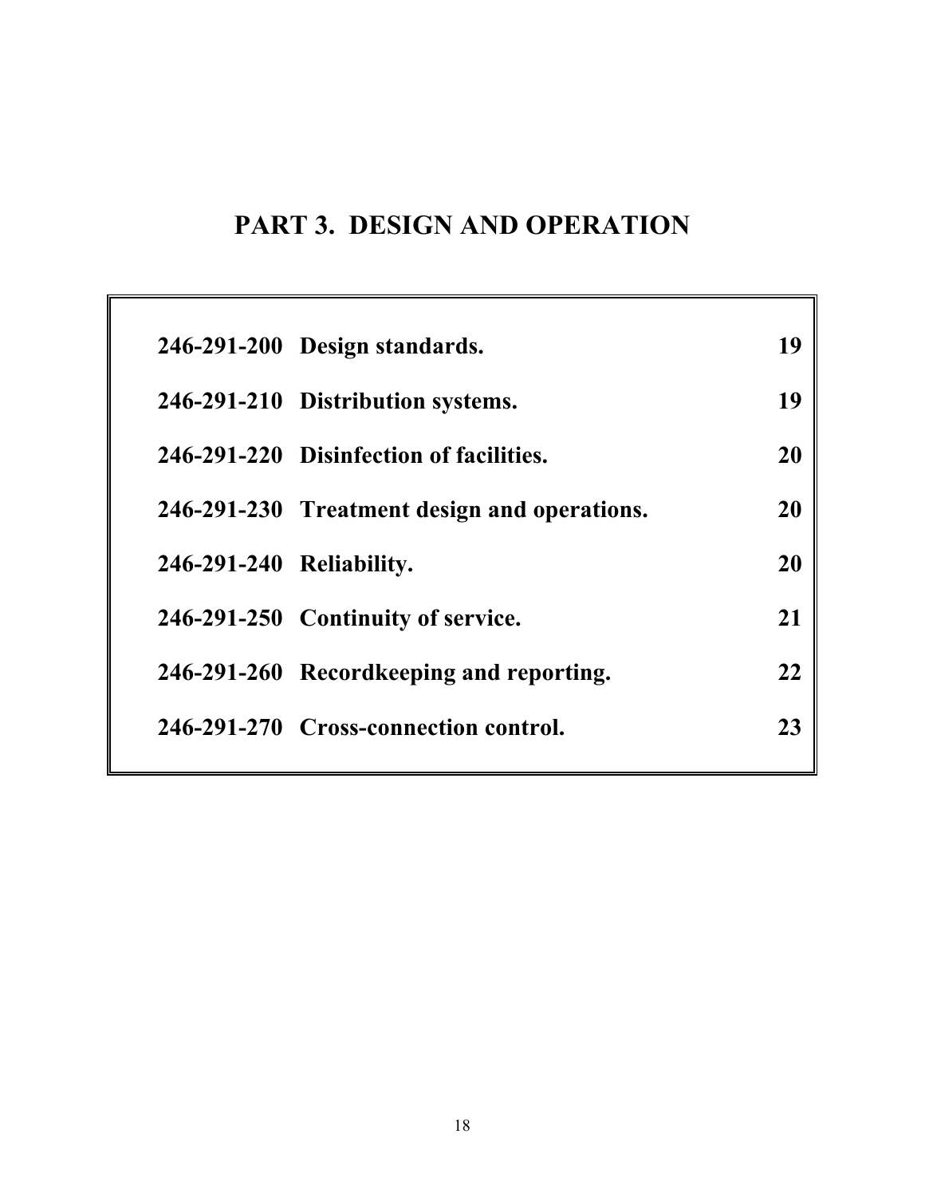# PART 3. DESIGN AND OPERATION

| | | |
|---|---|---|
| **246-291-200** | **Design standards.** | **19** |
| **246-291-210** | **Distribution systems.** | **19** |
| **246-291-220** | **Disinfection of facilities.** | **20** |
| **246-291-230** | **Treatment design and operations.** | **20** |
| **246-291-240** | **Reliability.** | **20** |
| **246-291-250** | **Continuity of service.** | **21** |
| **246-291-260** | **Recordkeeping and reporting.** | **22** |
| **246-291-270** | **Cross-connection control.** | **23** |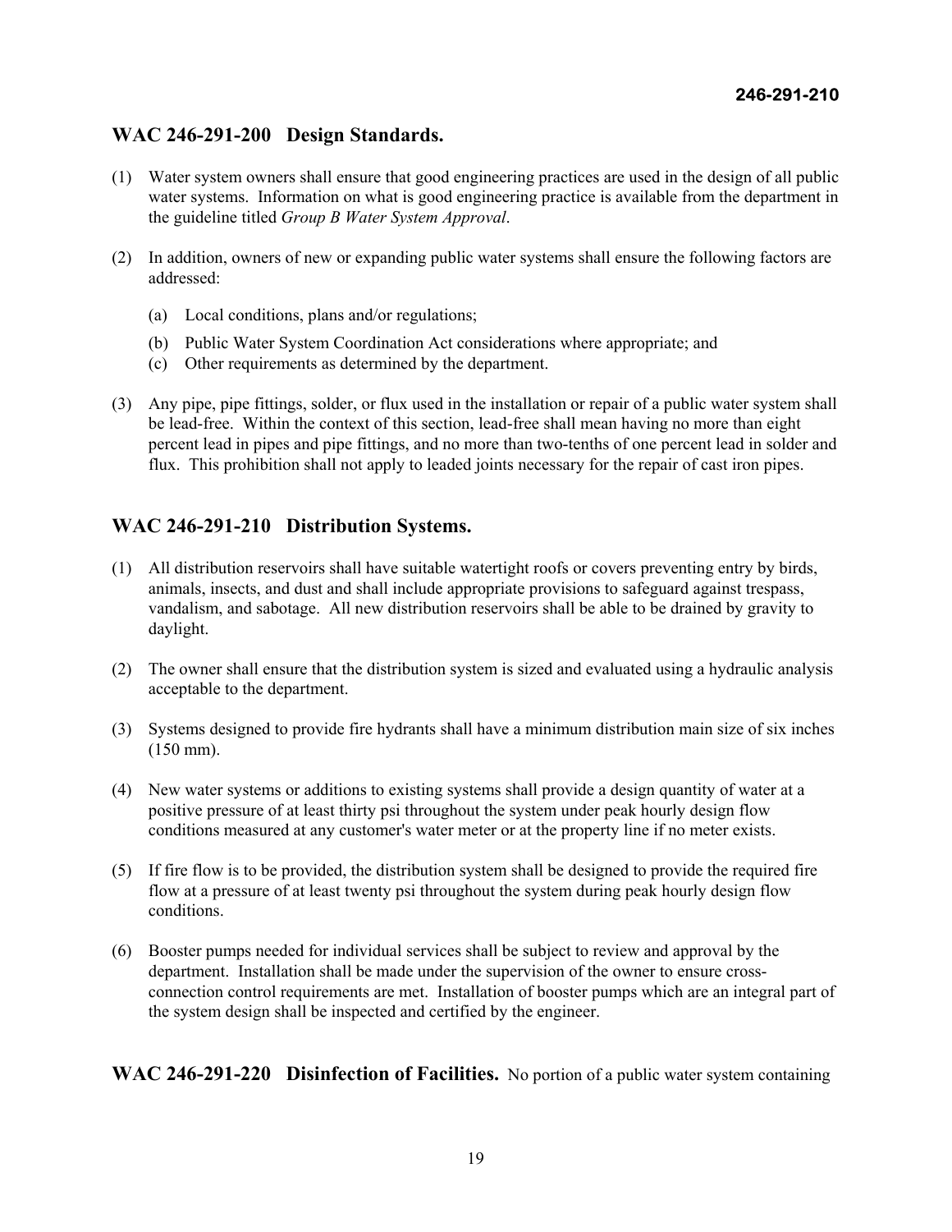## WAC 246-291-200 Design Standards.

(1) Water system owners shall ensure that good engineering practices are used in the design of all public water systems. Information on what is good engineering practice is available from the department in the guideline titled *Group B Water System Approval*.

(2) In addition, owners of new or expanding public water systems shall ensure the following factors are addressed:

(a) Local conditions, plans and/or regulations;

(b) Public Water System Coordination Act considerations where appropriate; and

(c) Other requirements as determined by the department.

(3) Any pipe, pipe fittings, solder, or flux used in the installation or repair of a public water system shall be lead-free. Within the context of this section, lead-free shall mean having no more than eight percent lead in pipes and pipe fittings, and no more than two-tenths of one percent lead in solder and flux. This prohibition shall not apply to leaded joints necessary for the repair of cast iron pipes.

## WAC 246-291-210 Distribution Systems.

(1) All distribution reservoirs shall have suitable watertight roofs or covers preventing entry by birds, animals, insects, and dust and shall include appropriate provisions to safeguard against trespass, vandalism, and sabotage. All new distribution reservoirs shall be able to be drained by gravity to daylight.

(2) The owner shall ensure that the distribution system is sized and evaluated using a hydraulic analysis acceptable to the department.

(3) Systems designed to provide fire hydrants shall have a minimum distribution main size of six inches (150 mm).

(4) New water systems or additions to existing systems shall provide a design quantity of water at a positive pressure of at least thirty psi throughout the system under peak hourly design flow conditions measured at any customer's water meter or at the property line if no meter exists.

(5) If fire flow is to be provided, the distribution system shall be designed to provide the required fire flow at a pressure of at least twenty psi throughout the system during peak hourly design flow conditions.

(6) Booster pumps needed for individual services shall be subject to review and approval by the department. Installation shall be made under the supervision of the owner to ensure cross-connection control requirements are met. Installation of booster pumps which are an integral part of the system design shall be inspected and certified by the engineer.

**WAC 246-291-220 Disinfection of Facilities.** No portion of a public water system containing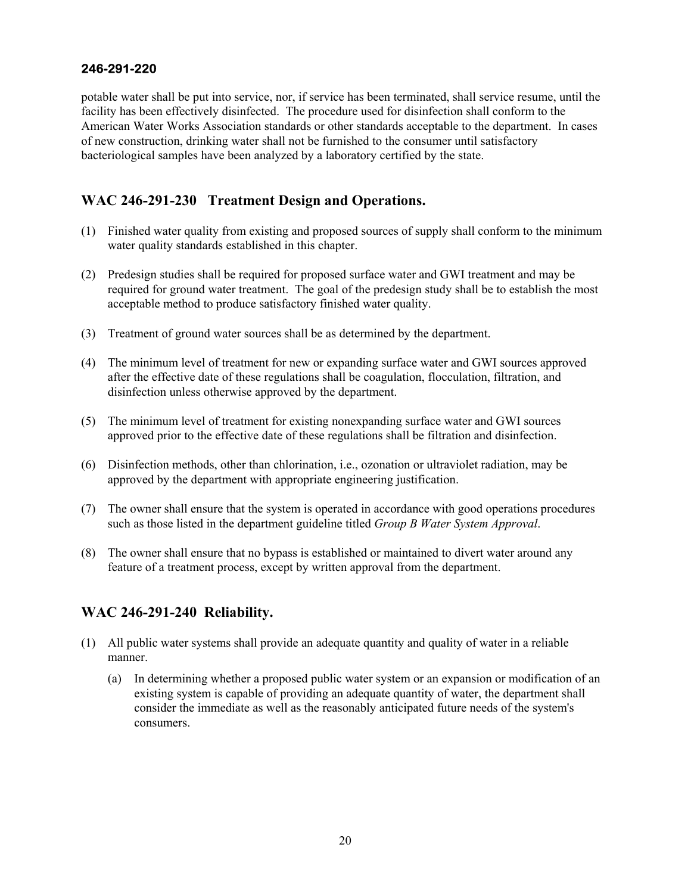potable water shall be put into service, nor, if service has been terminated, shall service resume, until the facility has been effectively disinfected. The procedure used for disinfection shall conform to the American Water Works Association standards or other standards acceptable to the department. In cases of new construction, drinking water shall not be furnished to the consumer until satisfactory bacteriological samples have been analyzed by a laboratory certified by the state.

## WAC 246-291-230 Treatment Design and Operations.

(1) Finished water quality from existing and proposed sources of supply shall conform to the minimum water quality standards established in this chapter.

(2) Predesign studies shall be required for proposed surface water and GWI treatment and may be required for ground water treatment. The goal of the predesign study shall be to establish the most acceptable method to produce satisfactory finished water quality.

(3) Treatment of ground water sources shall be as determined by the department.

(4) The minimum level of treatment for new or expanding surface water and GWI sources approved after the effective date of these regulations shall be coagulation, flocculation, filtration, and disinfection unless otherwise approved by the department.

(5) The minimum level of treatment for existing nonexpanding surface water and GWI sources approved prior to the effective date of these regulations shall be filtration and disinfection.

(6) Disinfection methods, other than chlorination, i.e., ozonation or ultraviolet radiation, may be approved by the department with appropriate engineering justification.

(7) The owner shall ensure that the system is operated in accordance with good operations procedures such as those listed in the department guideline titled *Group B Water System Approval*.

(8) The owner shall ensure that no bypass is established or maintained to divert water around any feature of a treatment process, except by written approval from the department.

## WAC 246-291-240 Reliability.

(1) All public water systems shall provide an adequate quantity and quality of water in a reliable manner.

    (a) In determining whether a proposed public water system or an expansion or modification of an existing system is capable of providing an adequate quantity of water, the department shall consider the immediate as well as the reasonably anticipated future needs of the system's consumers.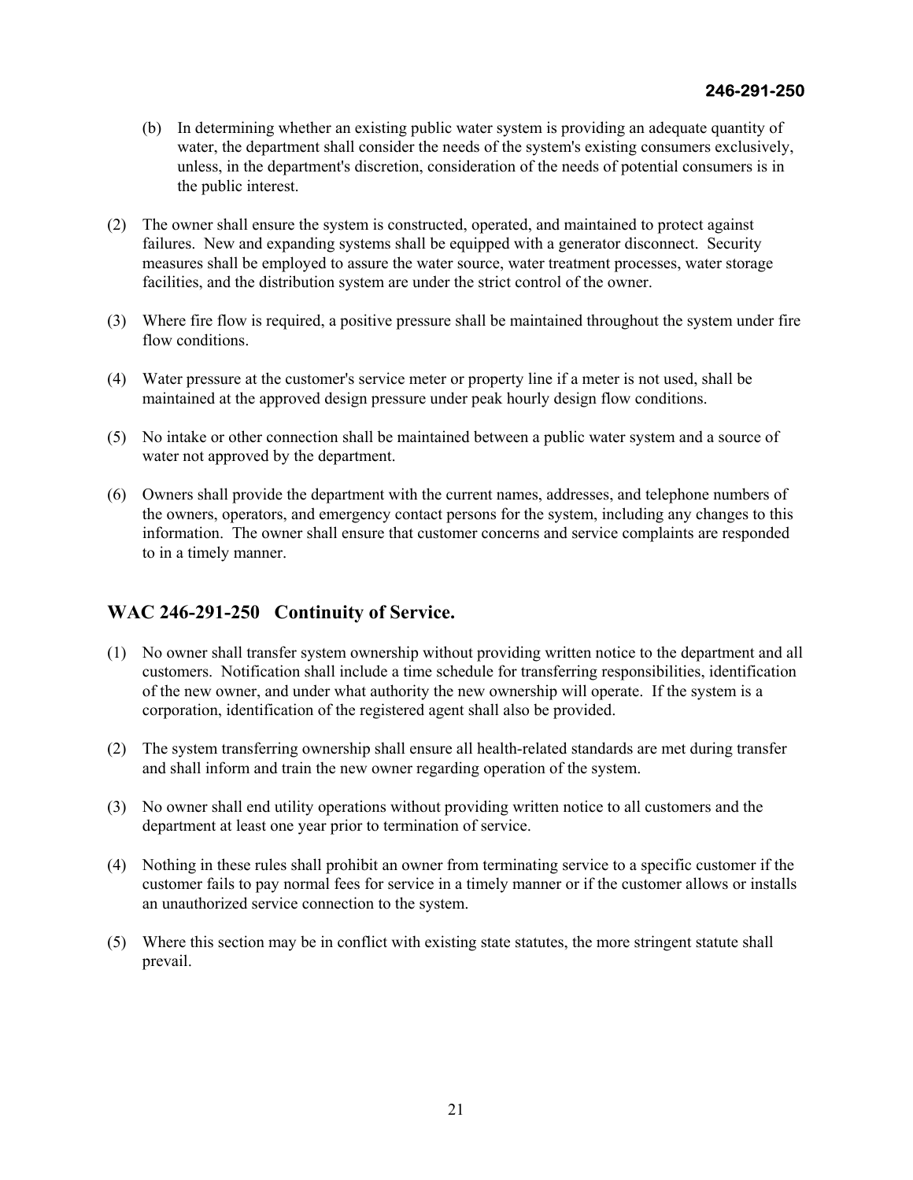(b) In determining whether an existing public water system is providing an adequate quantity of water, the department shall consider the needs of the system's existing consumers exclusively, unless, in the department's discretion, consideration of the needs of potential consumers is in the public interest.

(2) The owner shall ensure the system is constructed, operated, and maintained to protect against failures. New and expanding systems shall be equipped with a generator disconnect. Security measures shall be employed to assure the water source, water treatment processes, water storage facilities, and the distribution system are under the strict control of the owner.

(3) Where fire flow is required, a positive pressure shall be maintained throughout the system under fire flow conditions.

(4) Water pressure at the customer's service meter or property line if a meter is not used, shall be maintained at the approved design pressure under peak hourly design flow conditions.

(5) No intake or other connection shall be maintained between a public water system and a source of water not approved by the department.

(6) Owners shall provide the department with the current names, addresses, and telephone numbers of the owners, operators, and emergency contact persons for the system, including any changes to this information. The owner shall ensure that customer concerns and service complaints are responded to in a timely manner.

## WAC 246-291-250 Continuity of Service.

(1) No owner shall transfer system ownership without providing written notice to the department and all customers. Notification shall include a time schedule for transferring responsibilities, identification of the new owner, and under what authority the new ownership will operate. If the system is a corporation, identification of the registered agent shall also be provided.

(2) The system transferring ownership shall ensure all health-related standards are met during transfer and shall inform and train the new owner regarding operation of the system.

(3) No owner shall end utility operations without providing written notice to all customers and the department at least one year prior to termination of service.

(4) Nothing in these rules shall prohibit an owner from terminating service to a specific customer if the customer fails to pay normal fees for service in a timely manner or if the customer allows or installs an unauthorized service connection to the system.

(5) Where this section may be in conflict with existing state statutes, the more stringent statute shall prevail.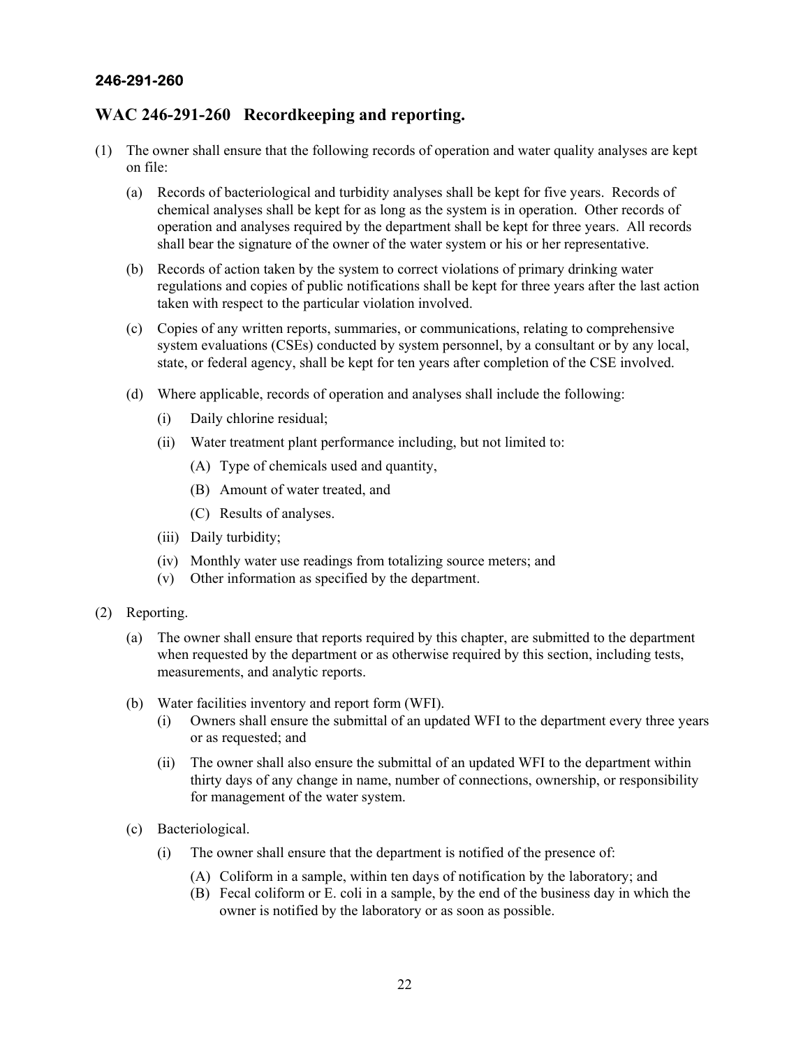**246-291-260**

## WAC 246-291-260 Recordkeeping and reporting.

(1) The owner shall ensure that the following records of operation and water quality analyses are kept on file:

(a) Records of bacteriological and turbidity analyses shall be kept for five years. Records of chemical analyses shall be kept for as long as the system is in operation. Other records of operation and analyses required by the department shall be kept for three years. All records shall bear the signature of the owner of the water system or his or her representative.

(b) Records of action taken by the system to correct violations of primary drinking water regulations and copies of public notifications shall be kept for three years after the last action taken with respect to the particular violation involved.

(c) Copies of any written reports, summaries, or communications, relating to comprehensive system evaluations (CSEs) conducted by system personnel, by a consultant or by any local, state, or federal agency, shall be kept for ten years after completion of the CSE involved.

(d) Where applicable, records of operation and analyses shall include the following:

(i) Daily chlorine residual;

(ii) Water treatment plant performance including, but not limited to:

(A) Type of chemicals used and quantity,

(B) Amount of water treated, and

(C) Results of analyses.

(iii) Daily turbidity;

(iv) Monthly water use readings from totalizing source meters; and

(v) Other information as specified by the department.

(2) Reporting.

(a) The owner shall ensure that reports required by this chapter, are submitted to the department when requested by the department or as otherwise required by this section, including tests, measurements, and analytic reports.

(b) Water facilities inventory and report form (WFI).

(i) Owners shall ensure the submittal of an updated WFI to the department every three years or as requested; and

(ii) The owner shall also ensure the submittal of an updated WFI to the department within thirty days of any change in name, number of connections, ownership, or responsibility for management of the water system.

(c) Bacteriological.

(i) The owner shall ensure that the department is notified of the presence of:

(A) Coliform in a sample, within ten days of notification by the laboratory; and

(B) Fecal coliform or E. coli in a sample, by the end of the business day in which the owner is notified by the laboratory or as soon as possible.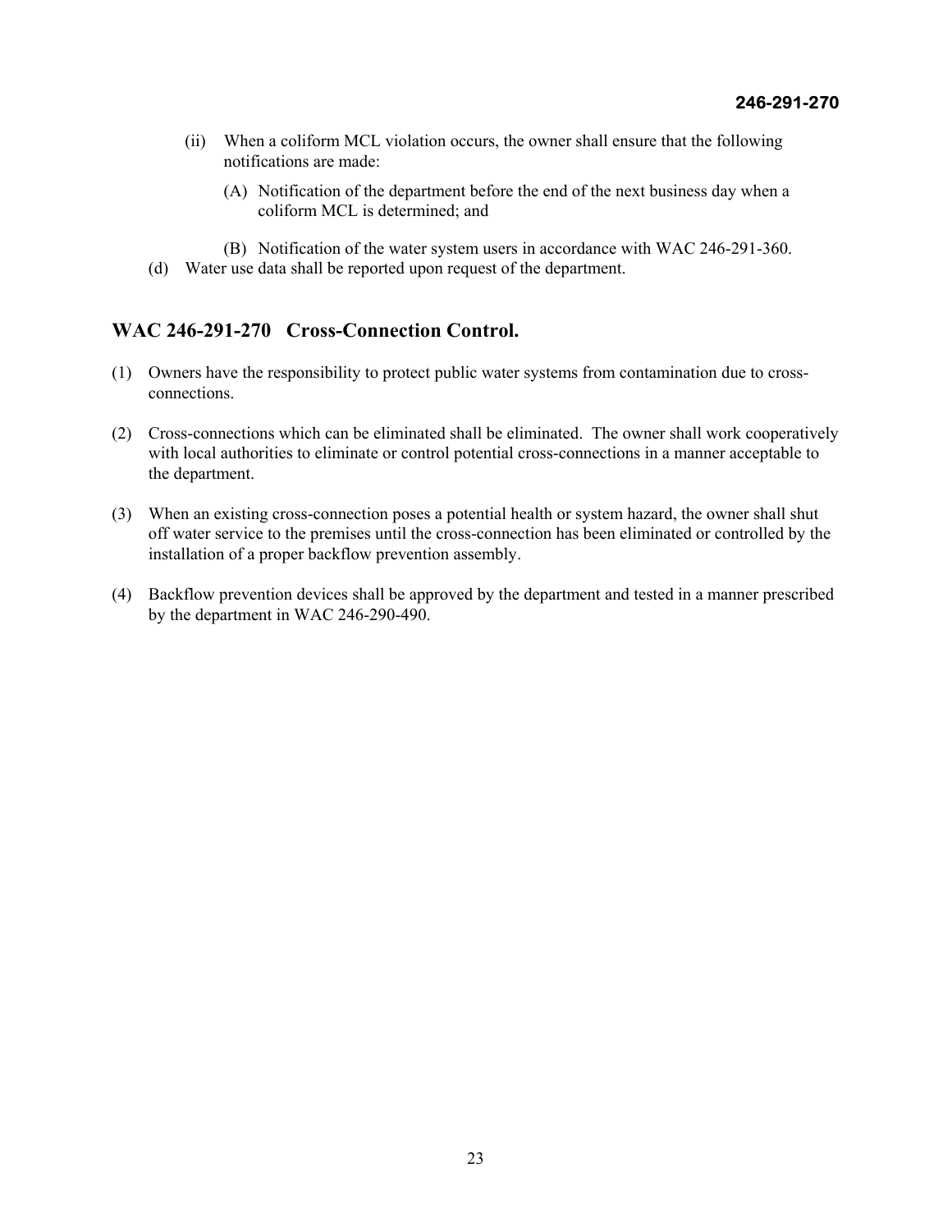(ii) When a coliform MCL violation occurs, the owner shall ensure that the following notifications are made:

(A) Notification of the department before the end of the next business day when a coliform MCL is determined; and

(B) Notification of the water system users in accordance with WAC 246-291-360.

(d) Water use data shall be reported upon request of the department.

## WAC 246-291-270 Cross-Connection Control.

(1) Owners have the responsibility to protect public water systems from contamination due to cross-connections.

(2) Cross-connections which can be eliminated shall be eliminated. The owner shall work cooperatively with local authorities to eliminate or control potential cross-connections in a manner acceptable to the department.

(3) When an existing cross-connection poses a potential health or system hazard, the owner shall shut off water service to the premises until the cross-connection has been eliminated or controlled by the installation of a proper backflow prevention assembly.

(4) Backflow prevention devices shall be approved by the department and tested in a manner prescribed by the department in WAC 246-290-490.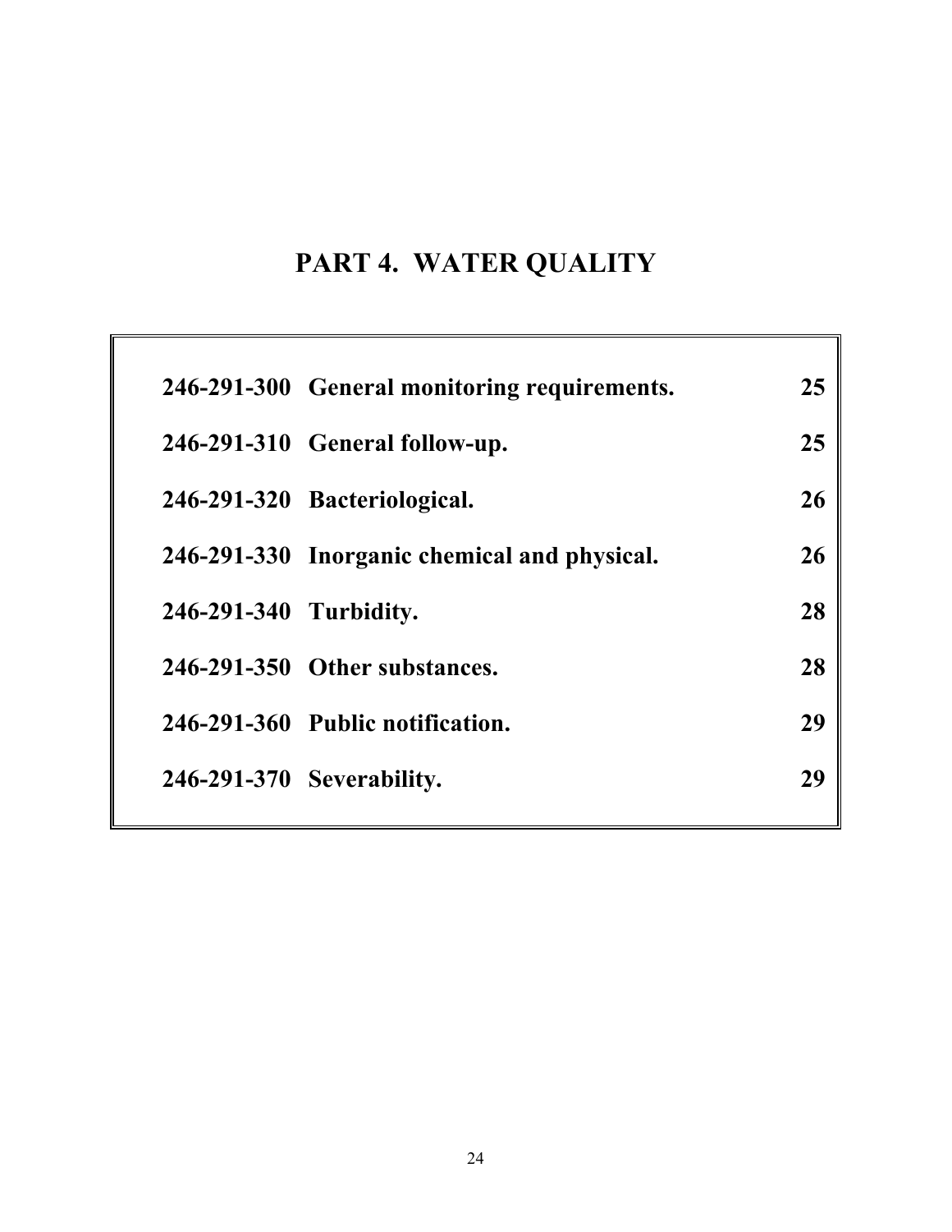# PART 4. WATER QUALITY

| | | |
|---|---|---|
| **246-291-300** | **General monitoring requirements.** | **25** |
| **246-291-310** | **General follow-up.** | **25** |
| **246-291-320** | **Bacteriological.** | **26** |
| **246-291-330** | **Inorganic chemical and physical.** | **26** |
| **246-291-340** | **Turbidity.** | **28** |
| **246-291-350** | **Other substances.** | **28** |
| **246-291-360** | **Public notification.** | **29** |
| **246-291-370** | **Severability.** | **29** |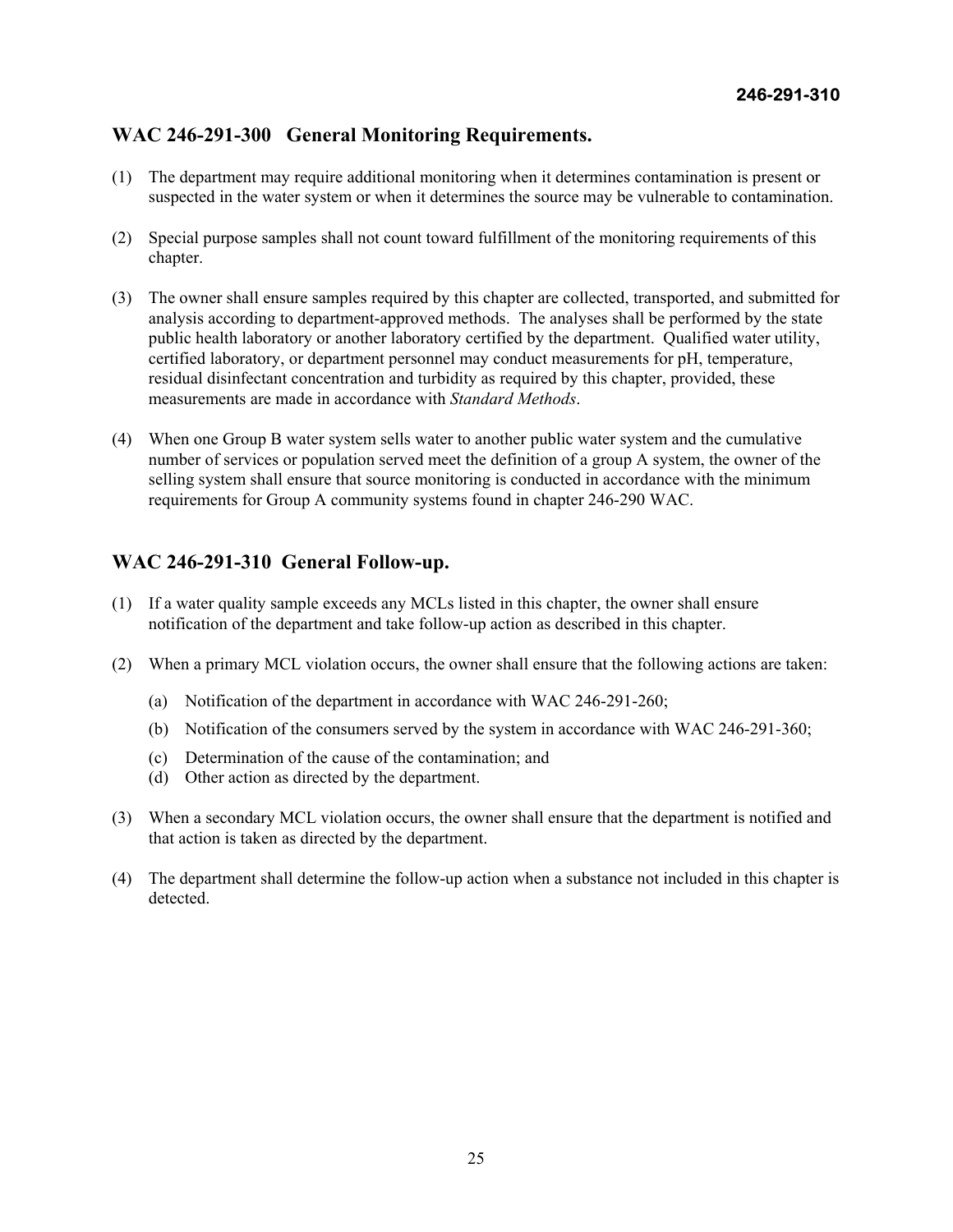## WAC 246-291-300 General Monitoring Requirements.

(1) The department may require additional monitoring when it determines contamination is present or suspected in the water system or when it determines the source may be vulnerable to contamination.

(2) Special purpose samples shall not count toward fulfillment of the monitoring requirements of this chapter.

(3) The owner shall ensure samples required by this chapter are collected, transported, and submitted for analysis according to department-approved methods. The analyses shall be performed by the state public health laboratory or another laboratory certified by the department. Qualified water utility, certified laboratory, or department personnel may conduct measurements for pH, temperature, residual disinfectant concentration and turbidity as required by this chapter, provided, these measurements are made in accordance with *Standard Methods*.

(4) When one Group B water system sells water to another public water system and the cumulative number of services or population served meet the definition of a group A system, the owner of the selling system shall ensure that source monitoring is conducted in accordance with the minimum requirements for Group A community systems found in chapter 246-290 WAC.

## WAC 246-291-310 General Follow-up.

(1) If a water quality sample exceeds any MCLs listed in this chapter, the owner shall ensure notification of the department and take follow-up action as described in this chapter.

(2) When a primary MCL violation occurs, the owner shall ensure that the following actions are taken:

   (a) Notification of the department in accordance with WAC 246-291-260;

   (b) Notification of the consumers served by the system in accordance with WAC 246-291-360;

   (c) Determination of the cause of the contamination; and

   (d) Other action as directed by the department.

(3) When a secondary MCL violation occurs, the owner shall ensure that the department is notified and that action is taken as directed by the department.

(4) The department shall determine the follow-up action when a substance not included in this chapter is detected.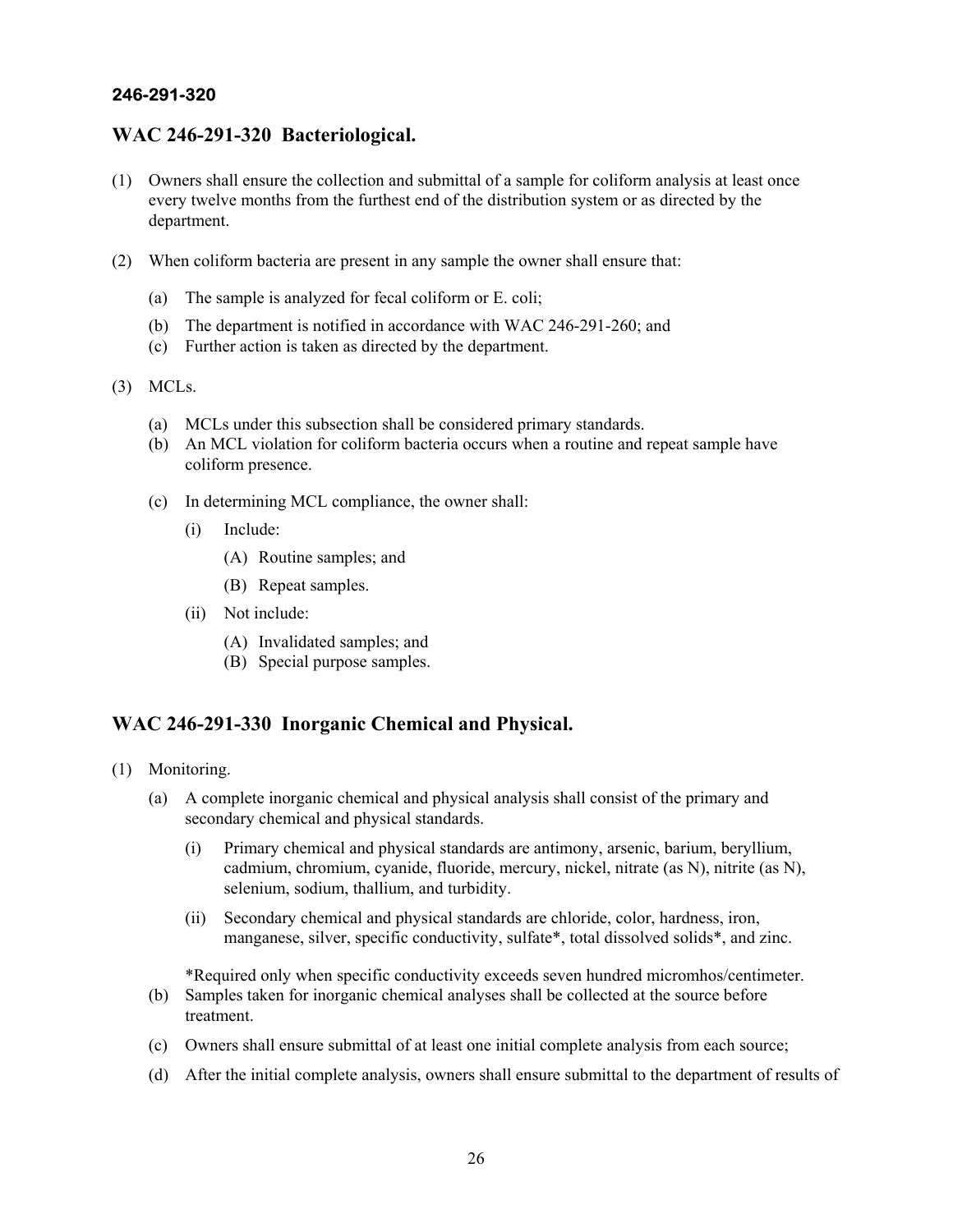**246-291-320**

## WAC 246-291-320 Bacteriological.

(1) Owners shall ensure the collection and submittal of a sample for coliform analysis at least once every twelve months from the furthest end of the distribution system or as directed by the department.

(2) When coliform bacteria are present in any sample the owner shall ensure that:

   (a) The sample is analyzed for fecal coliform or E. coli;

   (b) The department is notified in accordance with WAC 246-291-260; and

   (c) Further action is taken as directed by the department.

(3) MCLs.

   (a) MCLs under this subsection shall be considered primary standards.

   (b) An MCL violation for coliform bacteria occurs when a routine and repeat sample have coliform presence.

   (c) In determining MCL compliance, the owner shall:

      (i) Include:

         (A) Routine samples; and

         (B) Repeat samples.

      (ii) Not include:

         (A) Invalidated samples; and

         (B) Special purpose samples.

## WAC 246-291-330 Inorganic Chemical and Physical.

(1) Monitoring.

   (a) A complete inorganic chemical and physical analysis shall consist of the primary and secondary chemical and physical standards.

      (i) Primary chemical and physical standards are antimony, arsenic, barium, beryllium, cadmium, chromium, cyanide, fluoride, mercury, nickel, nitrate (as N), nitrite (as N), selenium, sodium, thallium, and turbidity.

      (ii) Secondary chemical and physical standards are chloride, color, hardness, iron, manganese, silver, specific conductivity, sulfate*, total dissolved solids*, and zinc.

      *Required only when specific conductivity exceeds seven hundred micromhos/centimeter.

   (b) Samples taken for inorganic chemical analyses shall be collected at the source before treatment.

   (c) Owners shall ensure submittal of at least one initial complete analysis from each source;

   (d) After the initial complete analysis, owners shall ensure submittal to the department of results of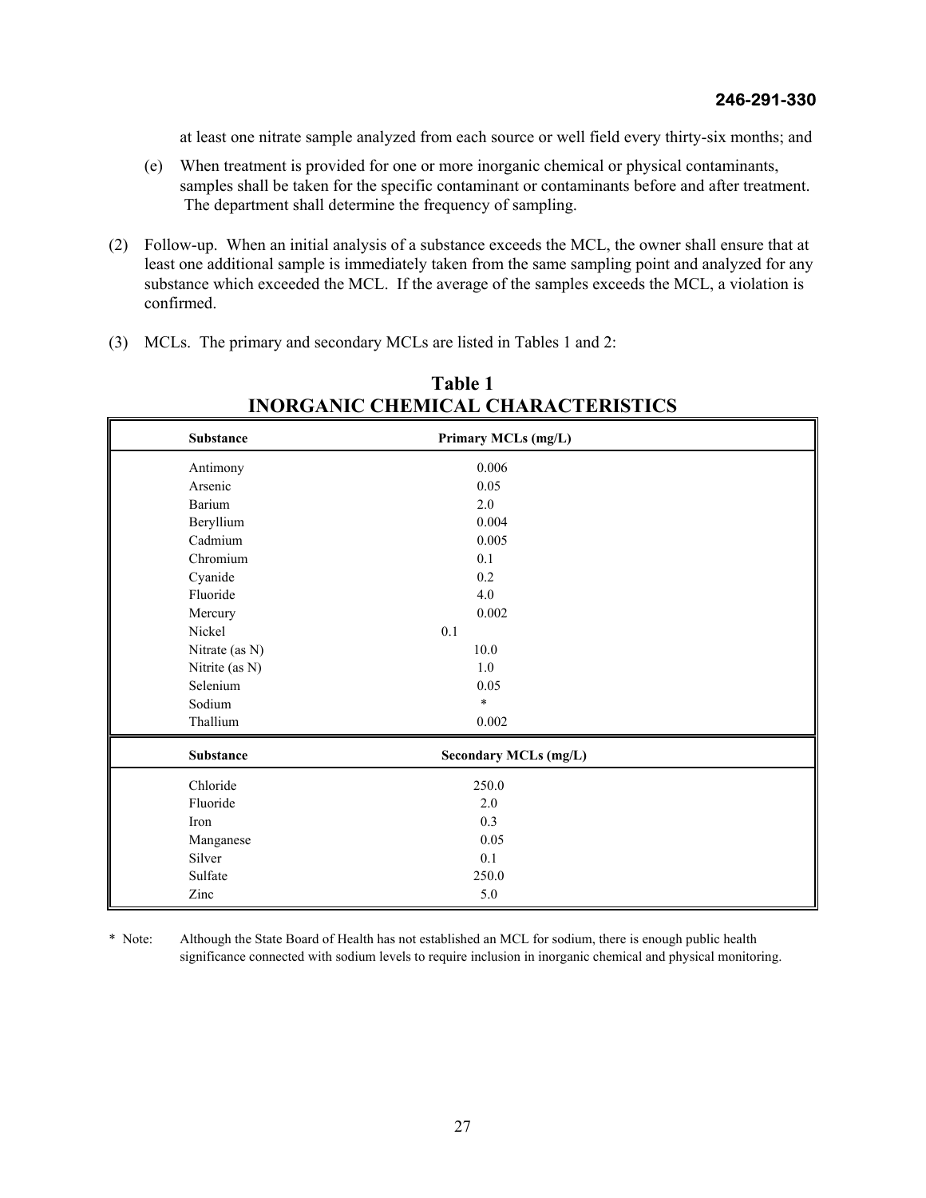at least one nitrate sample analyzed from each source or well field every thirty-six months; and

(e) When treatment is provided for one or more inorganic chemical or physical contaminants, samples shall be taken for the specific contaminant or contaminants before and after treatment. The department shall determine the frequency of sampling.

(2) Follow-up. When an initial analysis of a substance exceeds the MCL, the owner shall ensure that at least one additional sample is immediately taken from the same sampling point and analyzed for any substance which exceeded the MCL. If the average of the samples exceeds the MCL, a violation is confirmed.

(3) MCLs. The primary and secondary MCLs are listed in Tables 1 and 2:

## Table 1
## INORGANIC CHEMICAL CHARACTERISTICS

| Substance | Primary MCLs (mg/L) |
|---|---|
| Antimony | 0.006 |
| Arsenic | 0.05 |
| Barium | 2.0 |
| Beryllium | 0.004 |
| Cadmium | 0.005 |
| Chromium | 0.1 |
| Cyanide | 0.2 |
| Fluoride | 4.0 |
| Mercury | 0.002 |
| Nickel | 0.1 |
| Nitrate (as N) | 10.0 |
| Nitrite (as N) | 1.0 |
| Selenium | 0.05 |
| Sodium | * |
| Thallium | 0.002 |
| **Substance** | **Secondary MCLs (mg/L)** |
| Chloride | 250.0 |
| Fluoride | 2.0 |
| Iron | 0.3 |
| Manganese | 0.05 |
| Silver | 0.1 |
| Sulfate | 250.0 |
| Zinc | 5.0 |

\* Note: Although the State Board of Health has not established an MCL for sodium, there is enough public health significance connected with sodium levels to require inclusion in inorganic chemical and physical monitoring.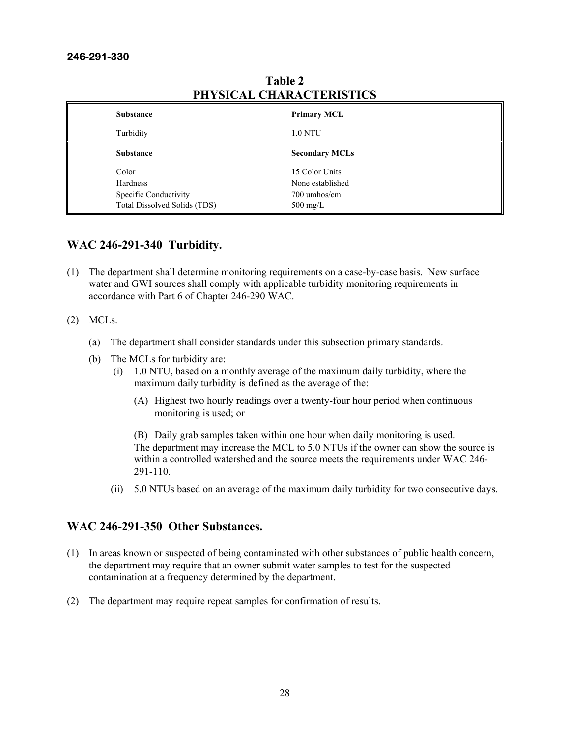**246-291-330**

**Table 2**
**PHYSICAL CHARACTERISTICS**

| **Substance** | **Primary MCL** |
|---|---|
| Turbidity | 1.0 NTU |
| **Substance** | **Secondary MCLs** |
| Color | 15 Color Units |
| Hardness | None established |
| Specific Conductivity | 700 umhos/cm |
| Total Dissolved Solids (TDS) | 500 mg/L |

## WAC 246-291-340 Turbidity.

(1) The department shall determine monitoring requirements on a case-by-case basis. New surface water and GWI sources shall comply with applicable turbidity monitoring requirements in accordance with Part 6 of Chapter 246-290 WAC.

(2) MCLs.

(a) The department shall consider standards under this subsection primary standards.

(b) The MCLs for turbidity are:

(i) 1.0 NTU, based on a monthly average of the maximum daily turbidity, where the maximum daily turbidity is defined as the average of the:

(A) Highest two hourly readings over a twenty-four hour period when continuous monitoring is used; or

(B) Daily grab samples taken within one hour when daily monitoring is used.
The department may increase the MCL to 5.0 NTUs if the owner can show the source is within a controlled watershed and the source meets the requirements under WAC 246-291-110.

(ii) 5.0 NTUs based on an average of the maximum daily turbidity for two consecutive days.

## WAC 246-291-350 Other Substances.

(1) In areas known or suspected of being contaminated with other substances of public health concern, the department may require that an owner submit water samples to test for the suspected contamination at a frequency determined by the department.

(2) The department may require repeat samples for confirmation of results.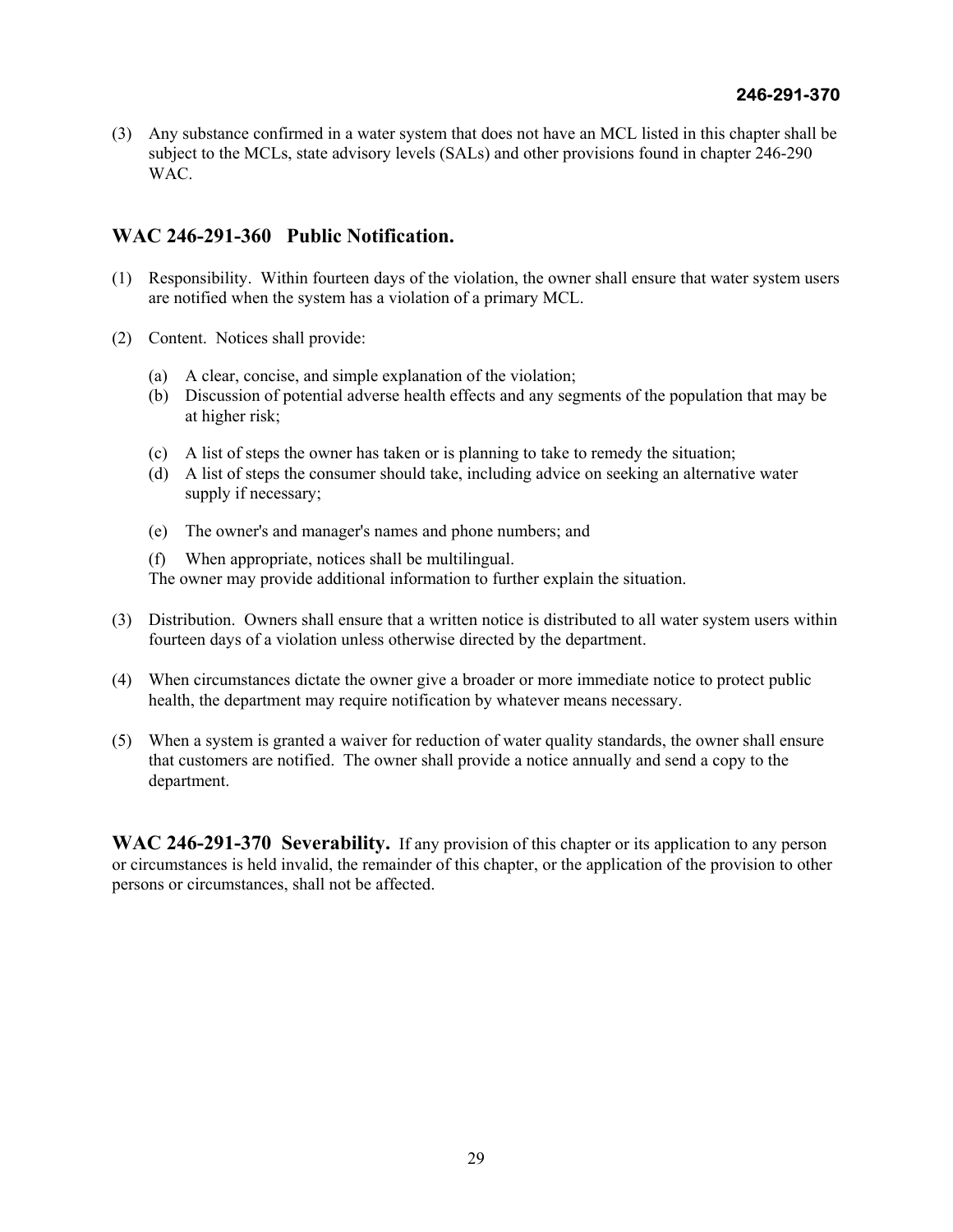(3) Any substance confirmed in a water system that does not have an MCL listed in this chapter shall be subject to the MCLs, state advisory levels (SALs) and other provisions found in chapter 246-290 WAC.

## WAC 246-291-360 Public Notification.

(1) Responsibility. Within fourteen days of the violation, the owner shall ensure that water system users are notified when the system has a violation of a primary MCL.

(2) Content. Notices shall provide:

   (a) A clear, concise, and simple explanation of the violation;
   (b) Discussion of potential adverse health effects and any segments of the population that may be at higher risk;
   (c) A list of steps the owner has taken or is planning to take to remedy the situation;
   (d) A list of steps the consumer should take, including advice on seeking an alternative water supply if necessary;
   (e) The owner's and manager's names and phone numbers; and
   (f) When appropriate, notices shall be multilingual.

   The owner may provide additional information to further explain the situation.

(3) Distribution. Owners shall ensure that a written notice is distributed to all water system users within fourteen days of a violation unless otherwise directed by the department.

(4) When circumstances dictate the owner give a broader or more immediate notice to protect public health, the department may require notification by whatever means necessary.

(5) When a system is granted a waiver for reduction of water quality standards, the owner shall ensure that customers are notified. The owner shall provide a notice annually and send a copy to the department.

**WAC 246-291-370 Severability.** If any provision of this chapter or its application to any person or circumstances is held invalid, the remainder of this chapter, or the application of the provision to other persons or circumstances, shall not be affected.